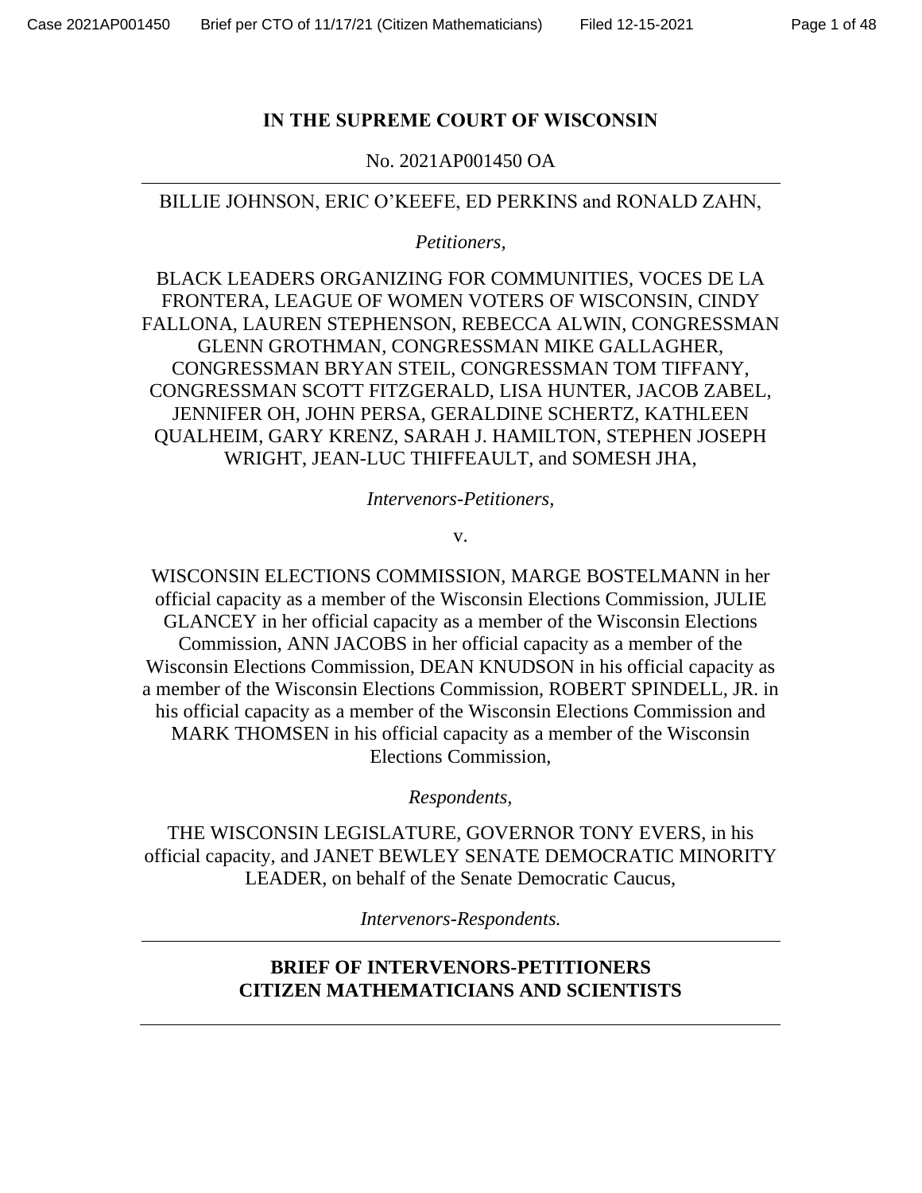# IN THE SUPREME COURT OF WISCONSIN

No. 2021AP001450 OA

---

BILLIE JOHNSON, ERIC O'KEEFE, ED PERKINS and RONALD ZAHN,

*Petitioners,*

BLACK LEADERS ORGANIZING FOR COMMUNITIES, VOCES DE LA FRONTERA, LEAGUE OF WOMEN VOTERS OF WISCONSIN, CINDY FALLONA, LAUREN STEPHENSON, REBECCA ALWIN, CONGRESSMAN GLENN GROTHMAN, CONGRESSMAN MIKE GALLAGHER, CONGRESSMAN BRYAN STEIL, CONGRESSMAN TOM TIFFANY, CONGRESSMAN SCOTT FITZGERALD, LISA HUNTER, JACOB ZABEL, JENNIFER OH, JOHN PERSA, GERALDINE SCHERTZ, KATHLEEN QUALHEIM, GARY KRENZ, SARAH J. HAMILTON, STEPHEN JOSEPH WRIGHT, JEAN-LUC THIFFEAULT, and SOMESH JHA,

*Intervenors-Petitioners,*

v.

WISCONSIN ELECTIONS COMMISSION, MARGE BOSTELMANN in her official capacity as a member of the Wisconsin Elections Commission, JULIE GLANCEY in her official capacity as a member of the Wisconsin Elections Commission, ANN JACOBS in her official capacity as a member of the Wisconsin Elections Commission, DEAN KNUDSON in his official capacity as a member of the Wisconsin Elections Commission, ROBERT SPINDELL, JR. in his official capacity as a member of the Wisconsin Elections Commission and MARK THOMSEN in his official capacity as a member of the Wisconsin Elections Commission,

*Respondents,*

THE WISCONSIN LEGISLATURE, GOVERNOR TONY EVERS, in his official capacity, and JANET BEWLEY SENATE DEMOCRATIC MINORITY LEADER, on behalf of the Senate Democratic Caucus,

*Intervenors-Respondents.*

---

**BRIEF OF INTERVENORS-PETITIONERS**
**CITIZEN MATHEMATICIANS AND SCIENTISTS**

---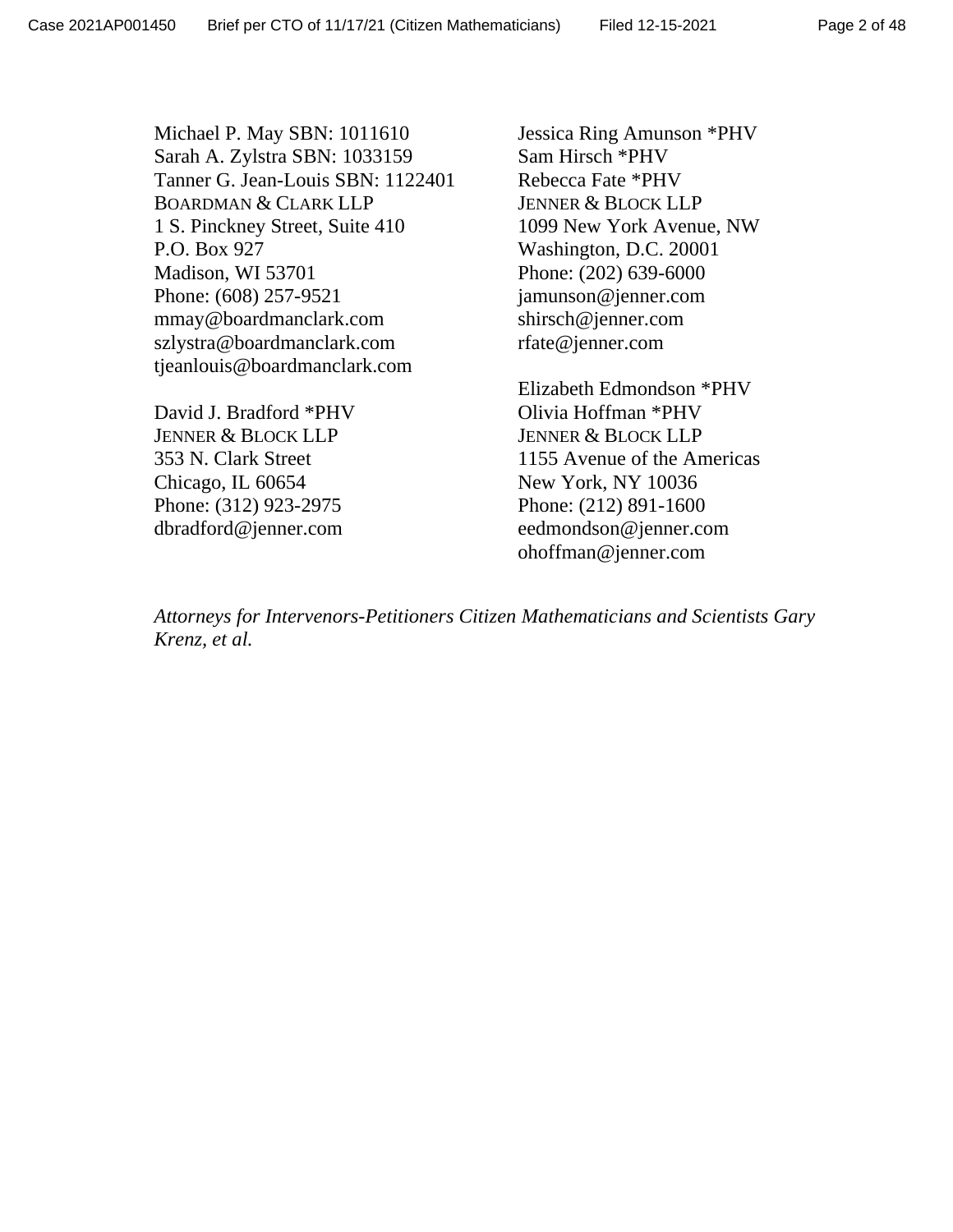Michael P. May SBN: 1011610
Sarah A. Zylstra SBN: 1033159
Tanner G. Jean-Louis SBN: 1122401
BOARDMAN & CLARK LLP
1 S. Pinckney Street, Suite 410
P.O. Box 927
Madison, WI 53701
Phone: (608) 257-9521
mmay@boardmanclark.com
szlystra@boardmanclark.com
tjeanlouis@boardmanclark.com

David J. Bradford *PHV
JENNER & BLOCK LLP
353 N. Clark Street
Chicago, IL 60654
Phone: (312) 923-2975
dbradford@jenner.com

Jessica Ring Amunson *PHV
Sam Hirsch *PHV
Rebecca Fate *PHV
JENNER & BLOCK LLP
1099 New York Avenue, NW
Washington, D.C. 20001
Phone: (202) 639-6000
jamunson@jenner.com
shirsch@jenner.com
rfate@jenner.com

Elizabeth Edmondson *PHV
Olivia Hoffman *PHV
JENNER & BLOCK LLP
1155 Avenue of the Americas
New York, NY 10036
Phone: (212) 891-1600
eedmondson@jenner.com
ohoffman@jenner.com

*Attorneys for Intervenors-Petitioners Citizen Mathematicians and Scientists Gary Krenz, et al.*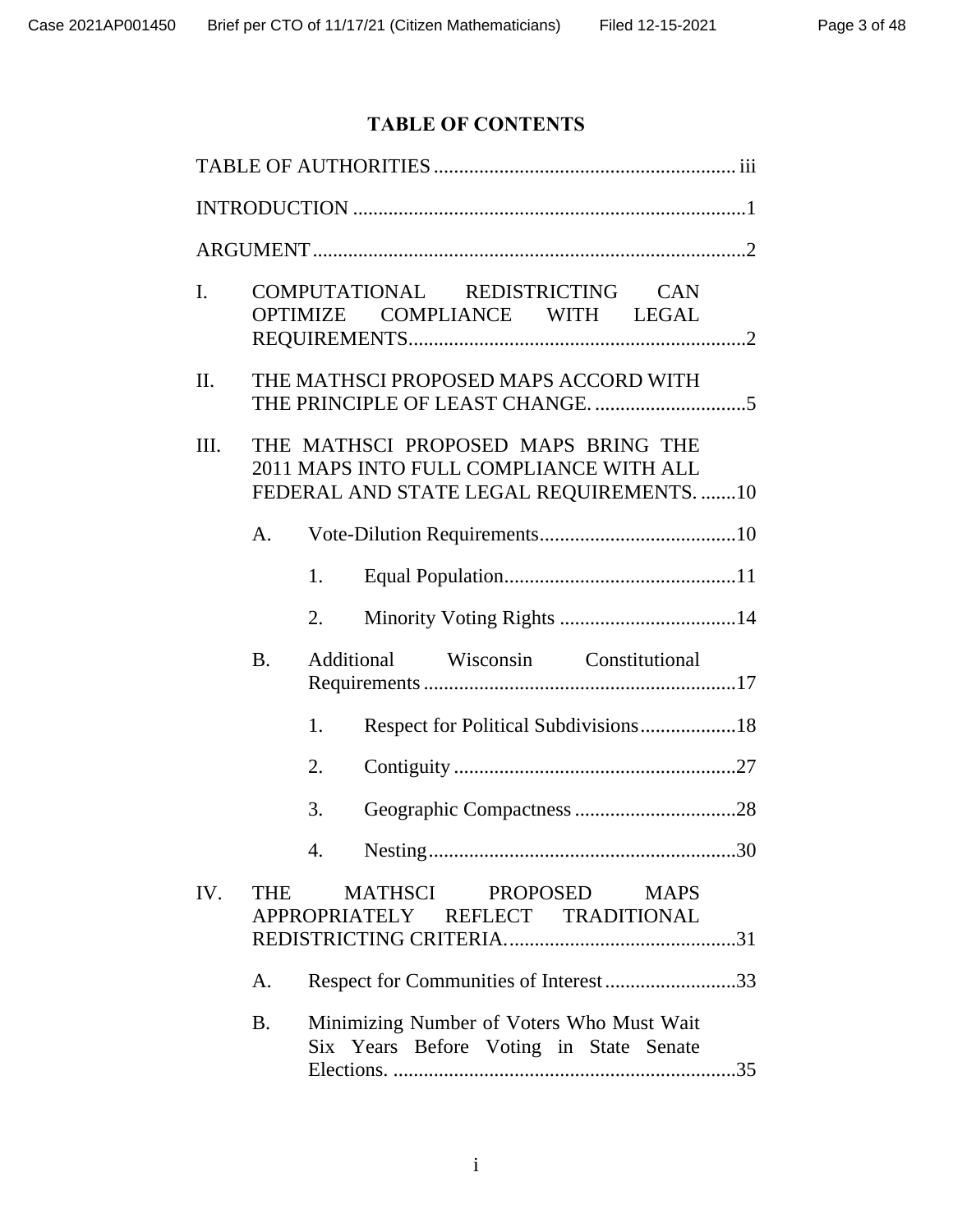# TABLE OF CONTENTS

TABLE OF AUTHORITIES ........................................................... iii

INTRODUCTION ............................................................................1

ARGUMENT ....................................................................................2

I. COMPUTATIONAL REDISTRICTING CAN OPTIMIZE COMPLIANCE WITH LEGAL REQUIREMENTS..................................................................2

II. THE MATHSCI PROPOSED MAPS ACCORD WITH THE PRINCIPLE OF LEAST CHANGE. ..............................5

III. THE MATHSCI PROPOSED MAPS BRING THE 2011 MAPS INTO FULL COMPLIANCE WITH ALL FEDERAL AND STATE LEGAL REQUIREMENTS. .......10

- A. Vote-Dilution Requirements.......................................10
  - 1. Equal Population..............................................11
  - 2. Minority Voting Rights ...................................14
- B. Additional Wisconsin Constitutional Requirements ..............................................................17
  - 1. Respect for Political Subdivisions...................18
  - 2. Contiguity ........................................................27
  - 3. Geographic Compactness ................................28
  - 4. Nesting.............................................................30

IV. THE MATHSCI PROPOSED MAPS APPROPRIATELY REFLECT TRADITIONAL REDISTRICTING CRITERIA.............................................31

- A. Respect for Communities of Interest ..........................33
- B. Minimizing Number of Voters Who Must Wait Six Years Before Voting in State Senate Elections. ...................................................................35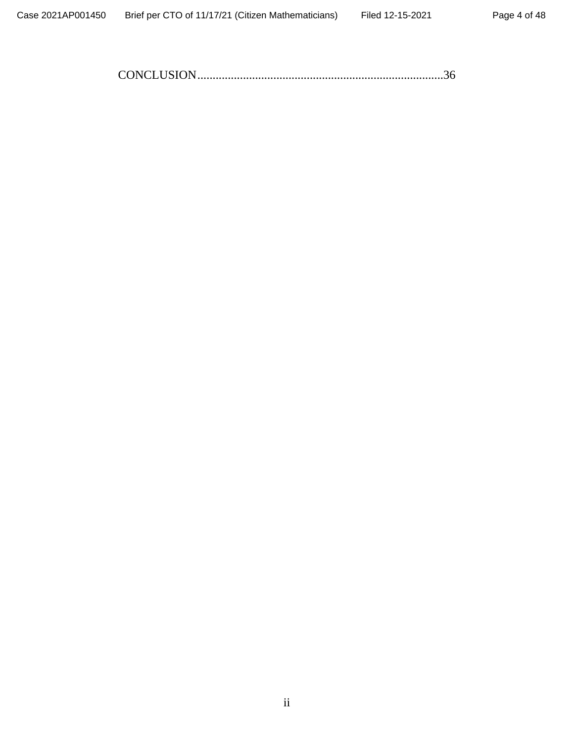CONCLUSION.................................................................................36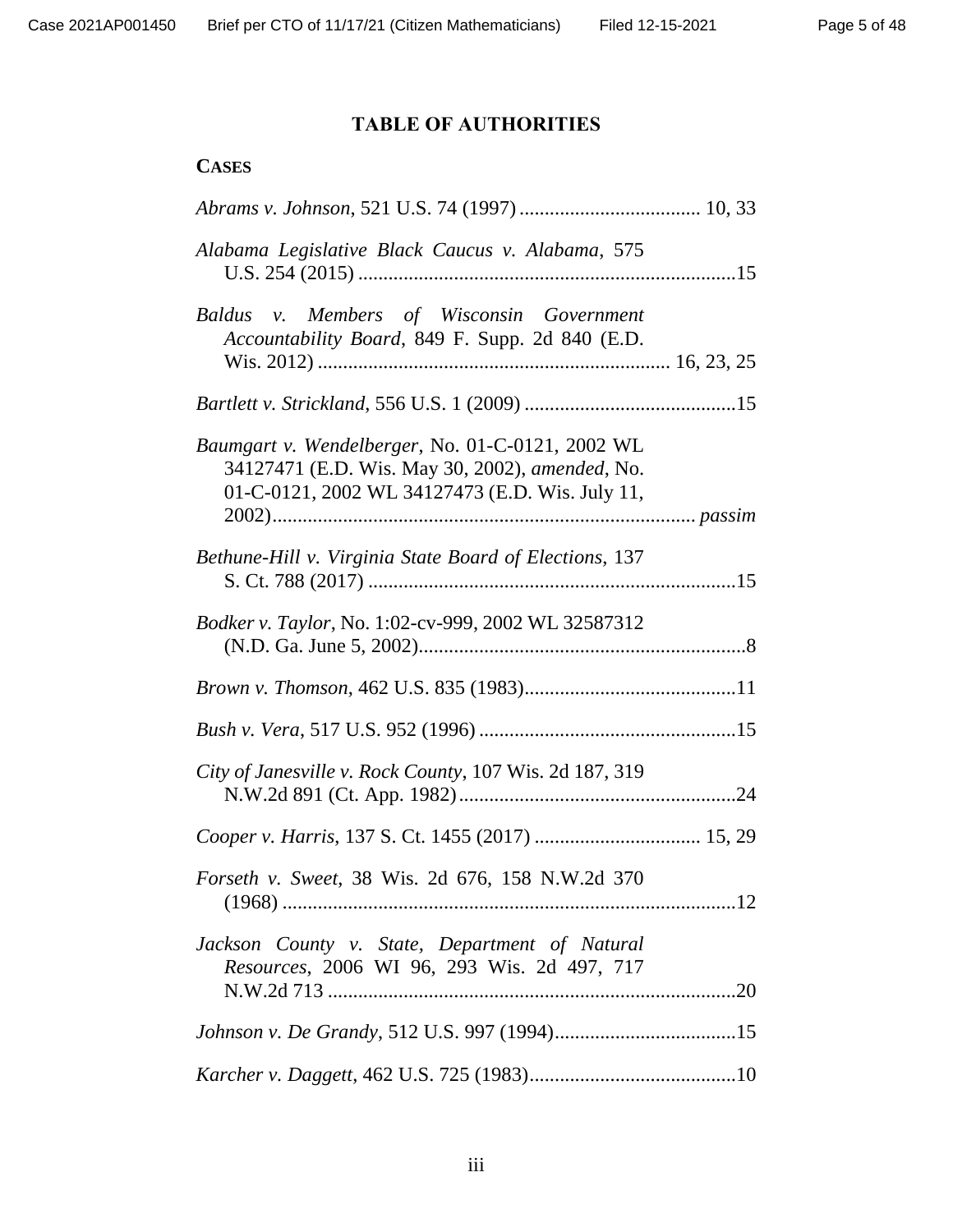## TABLE OF AUTHORITIES

### CASES

*Abrams v. Johnson*, 521 U.S. 74 (1997) .................................... 10, 33

*Alabama Legislative Black Caucus v. Alabama*, 575 U.S. 254 (2015) ..........................................................................15

*Baldus v. Members of Wisconsin Government Accountability Board*, 849 F. Supp. 2d 840 (E.D. Wis. 2012) ..................................................................... 16, 23, 25

*Bartlett v. Strickland*, 556 U.S. 1 (2009) ..........................................15

*Baumgart v. Wendelberger*, No. 01-C-0121, 2002 WL 34127471 (E.D. Wis. May 30, 2002), *amended*, No. 01-C-0121, 2002 WL 34127473 (E.D. Wis. July 11, 2002).................................................................................. *passim*

*Bethune-Hill v. Virginia State Board of Elections*, 137 S. Ct. 788 (2017) .........................................................................15

*Bodker v. Taylor*, No. 1:02-cv-999, 2002 WL 32587312 (N.D. Ga. June 5, 2002)................................................................8

*Brown v. Thomson*, 462 U.S. 835 (1983)..........................................11

*Bush v. Vera*, 517 U.S. 952 (1996) ...................................................15

*City of Janesville v. Rock County*, 107 Wis. 2d 187, 319 N.W.2d 891 (Ct. App. 1982).......................................................24

*Cooper v. Harris*, 137 S. Ct. 1455 (2017) ................................. 15, 29

*Forseth v. Sweet*, 38 Wis. 2d 676, 158 N.W.2d 370 (1968) ..........................................................................................12

*Jackson County v. State, Department of Natural Resources*, 2006 WI 96, 293 Wis. 2d 497, 717 N.W.2d 713 .................................................................................20

*Johnson v. De Grandy*, 512 U.S. 997 (1994)....................................15

*Karcher v. Daggett*, 462 U.S. 725 (1983).........................................10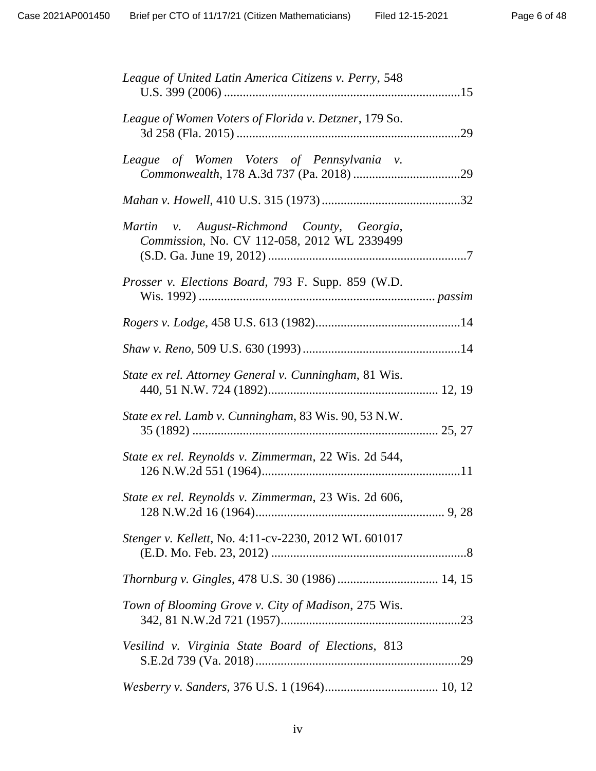*League of United Latin America Citizens v. Perry*, 548 U.S. 399 (2006) ..........................................................................15

*League of Women Voters of Florida v. Detzner*, 179 So. 3d 258 (Fla. 2015) .......................................................................29

*League of Women Voters of Pennsylvania v. Commonwealth*, 178 A.3d 737 (Pa. 2018) ..................................29

*Mahan v. Howell*, 410 U.S. 315 (1973) ............................................32

*Martin v. August-Richmond County, Georgia, Commission*, No. CV 112-058, 2012 WL 2339499 (S.D. Ga. June 19, 2012) ...............................................................7

*Prosser v. Elections Board*, 793 F. Supp. 859 (W.D. Wis. 1992) .......................................................................... *passim*

*Rogers v. Lodge*, 458 U.S. 613 (1982)..............................................14

*Shaw v. Reno*, 509 U.S. 630 (1993) ..................................................14

*State ex rel. Attorney General v. Cunningham*, 81 Wis. 440, 51 N.W. 724 (1892)..................................................... 12, 19

*State ex rel. Lamb v. Cunningham*, 83 Wis. 90, 53 N.W. 35 (1892) ............................................................................ 25, 27

*State ex rel. Reynolds v. Zimmerman*, 22 Wis. 2d 544, 126 N.W.2d 551 (1964)...............................................................11

*State ex rel. Reynolds v. Zimmerman*, 23 Wis. 2d 606, 128 N.W.2d 16 (1964)........................................................... 9, 28

*Stenger v. Kellett*, No. 4:11-cv-2230, 2012 WL 601017 (E.D. Mo. Feb. 23, 2012) .............................................................8

*Thornburg v. Gingles*, 478 U.S. 30 (1986) ................................ 14, 15

*Town of Blooming Grove v. City of Madison*, 275 Wis. 342, 81 N.W.2d 721 (1957).........................................................23

*Vesilind v. Virginia State Board of Elections*, 813 S.E.2d 739 (Va. 2018) .................................................................29

*Wesberry v. Sanders*, 376 U.S. 1 (1964).................................... 10, 12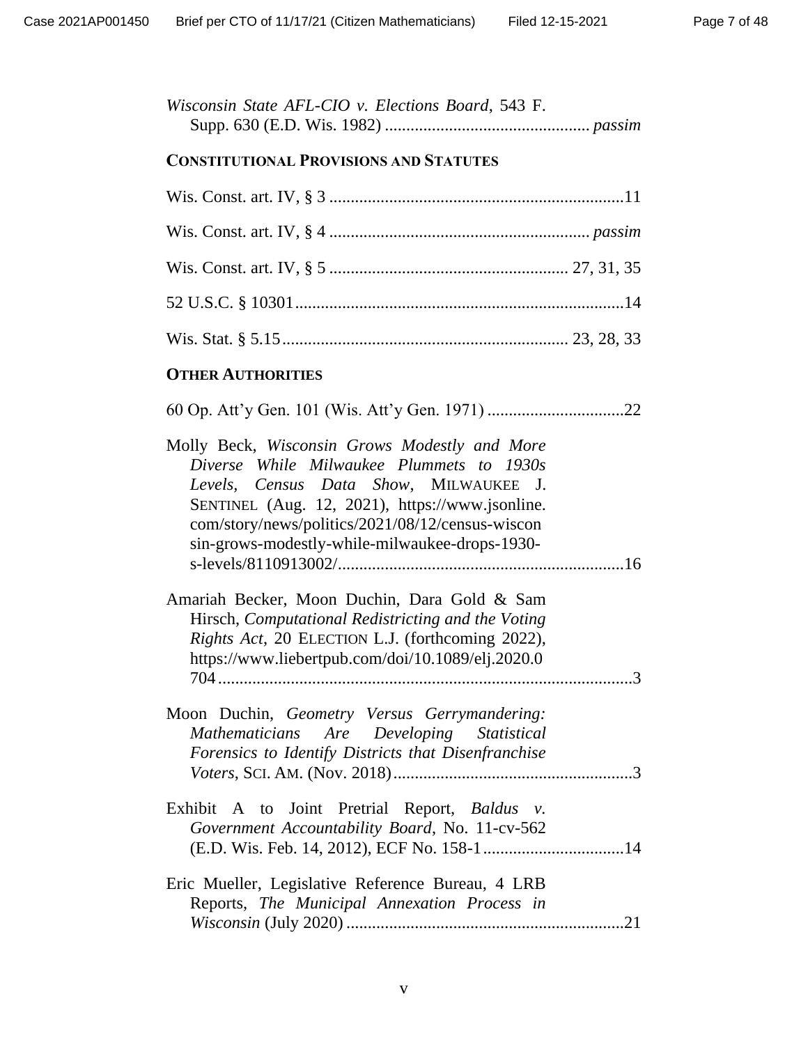*Wisconsin State AFL-CIO v. Elections Board*, 543 F. Supp. 630 (E.D. Wis. 1982) ................................................ *passim*

## CONSTITUTIONAL PROVISIONS AND STATUTES

Wis. Const. art. IV, § 3 ....................................................................11

Wis. Const. art. IV, § 4 ............................................................ *passim*

Wis. Const. art. IV, § 5 ....................................................... 27, 31, 35

52 U.S.C. § 10301............................................................................14

Wis. Stat. § 5.15.................................................................. 23, 28, 33

## OTHER AUTHORITIES

60 Op. Att'y Gen. 101 (Wis. Att'y Gen. 1971) ................................22

Molly Beck, *Wisconsin Grows Modestly and More Diverse While Milwaukee Plummets to 1930s Levels, Census Data Show*, MILWAUKEE J. SENTINEL (Aug. 12, 2021), https://www.jsonline.com/story/news/politics/2021/08/12/census-wisconsin-grows-modestly-while-milwaukee-drops-1930-s-levels/8110913002/...................................................................16

Amariah Becker, Moon Duchin, Dara Gold & Sam Hirsch, *Computational Redistricting and the Voting Rights Act*, 20 ELECTION L.J. (forthcoming 2022), https://www.liebertpub.com/doi/10.1089/elj.2020.0704.................................................................................................3

Moon Duchin, *Geometry Versus Gerrymandering: Mathematicians Are Developing Statistical Forensics to Identify Districts that Disenfranchise Voters*, SCI. AM. (Nov. 2018)........................................................3

Exhibit A to Joint Pretrial Report, *Baldus v. Government Accountability Board*, No. 11-cv-562 (E.D. Wis. Feb. 14, 2012), ECF No. 158-1.................................14

Eric Mueller, Legislative Reference Bureau, 4 LRB Reports, *The Municipal Annexation Process in Wisconsin* (July 2020) .................................................................21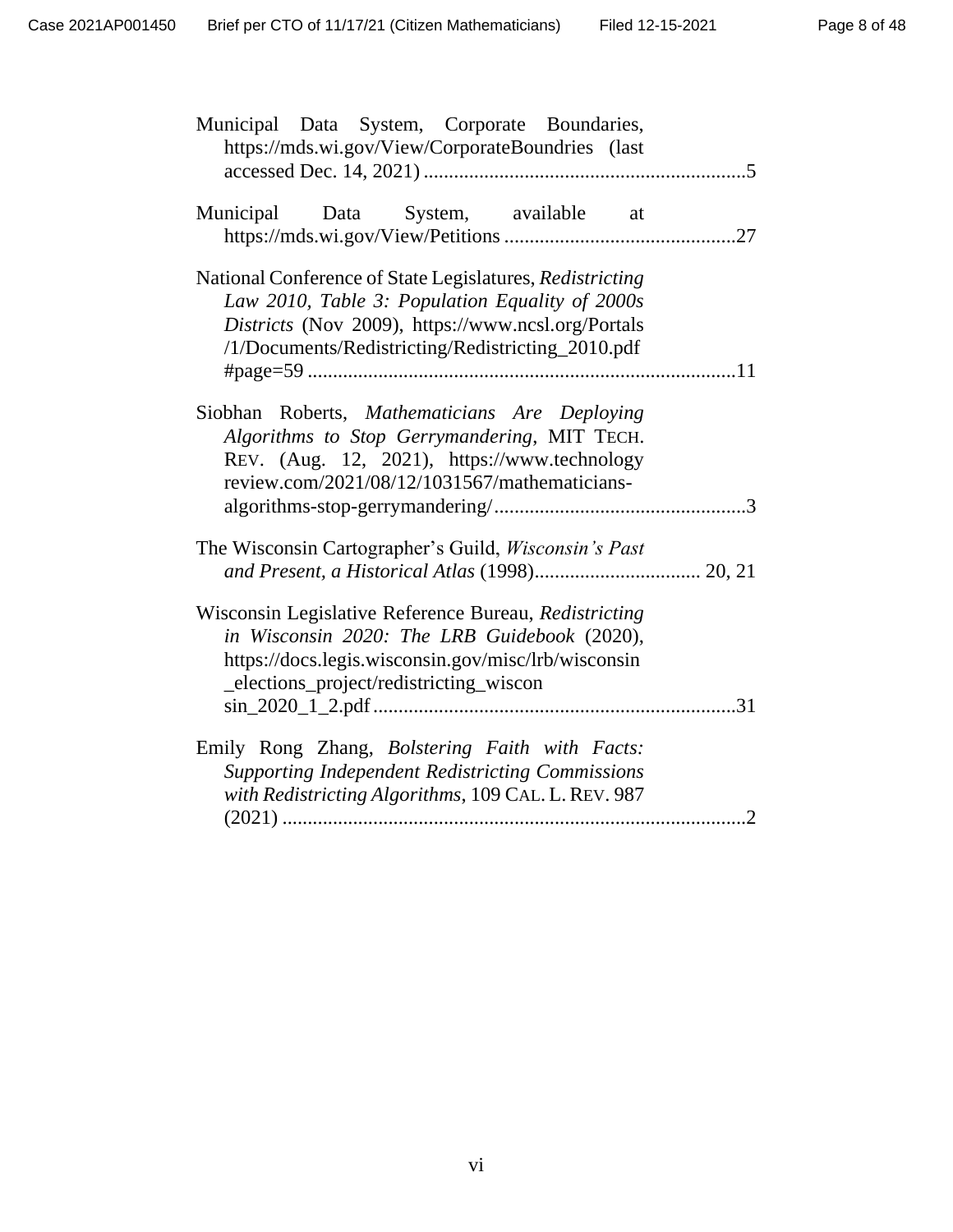Municipal Data System, Corporate Boundaries, https://mds.wi.gov/View/CorporateBoundries (last accessed Dec. 14, 2021) ................................................................5

Municipal Data System, available at https://mds.wi.gov/View/Petitions ..............................................27

National Conference of State Legislatures, *Redistricting Law 2010, Table 3: Population Equality of 2000s Districts* (Nov 2009), https://www.ncsl.org/Portals/1/Documents/Redistricting/Redistricting_2010.pdf#page=59 .....................................................................................11

Siobhan Roberts, *Mathematicians Are Deploying Algorithms to Stop Gerrymandering*, MIT TECH. REV. (Aug. 12, 2021), https://www.technologyreview.com/2021/08/12/1031567/mathematicians-algorithms-stop-gerrymandering/..................................................3

The Wisconsin Cartographer's Guild, *Wisconsin's Past and Present, a Historical Atlas* (1998)................................. 20, 21

Wisconsin Legislative Reference Bureau, *Redistricting in Wisconsin 2020: The LRB Guidebook* (2020), https://docs.legis.wisconsin.gov/misc/lrb/wisconsin_elections_project/redistricting_wisconsin_2020_1_2.pdf........................................................................31

Emily Rong Zhang, *Bolstering Faith with Facts: Supporting Independent Redistricting Commissions with Redistricting Algorithms*, 109 CAL. L. REV. 987 (2021) ............................................................................................2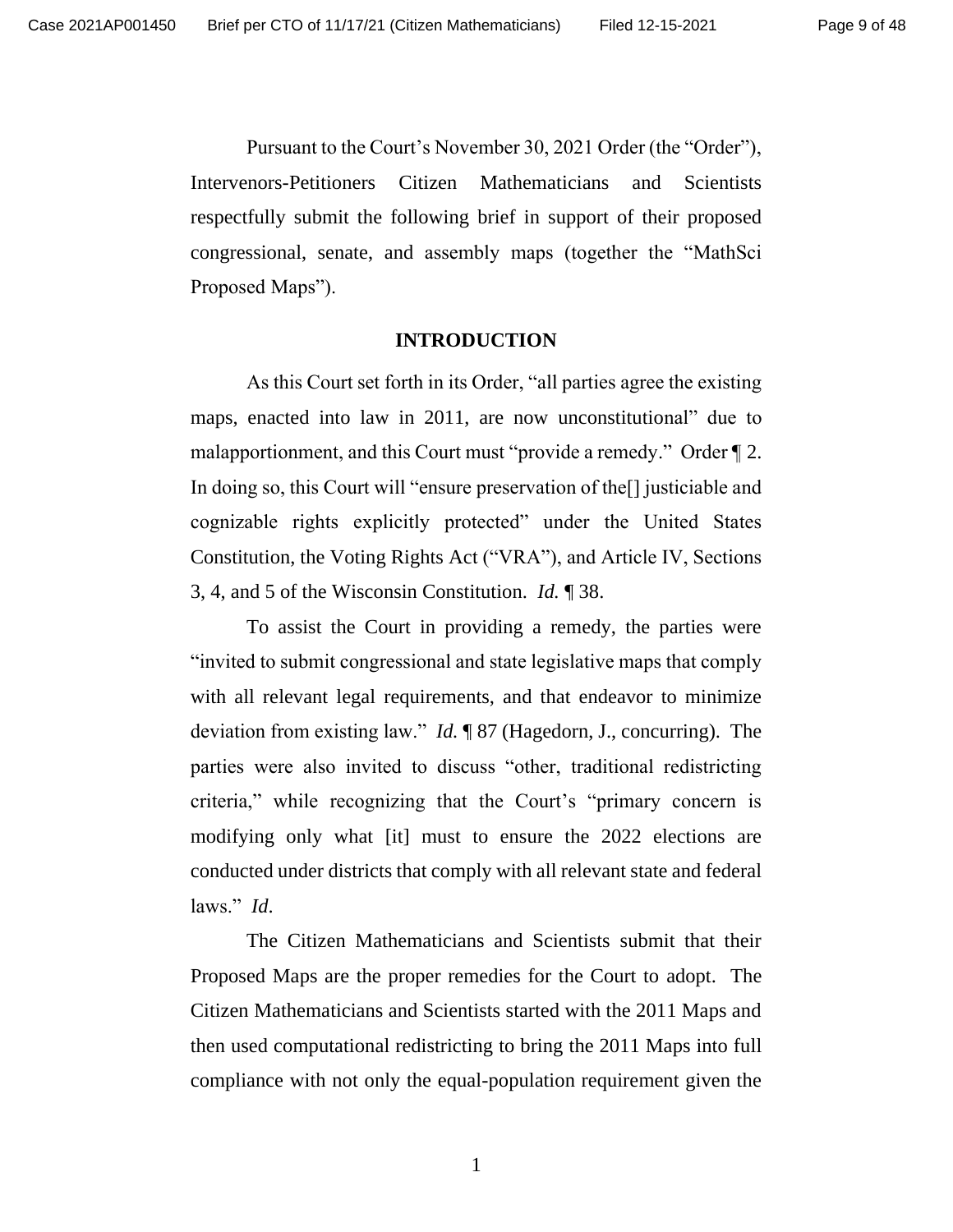Pursuant to the Court's November 30, 2021 Order (the "Order"), Intervenors-Petitioners Citizen Mathematicians and Scientists respectfully submit the following brief in support of their proposed congressional, senate, and assembly maps (together the "MathSci Proposed Maps").

## INTRODUCTION

As this Court set forth in its Order, "all parties agree the existing maps, enacted into law in 2011, are now unconstitutional" due to malapportionment, and this Court must "provide a remedy." Order ¶ 2. In doing so, this Court will "ensure preservation of the[] justiciable and cognizable rights explicitly protected" under the United States Constitution, the Voting Rights Act ("VRA"), and Article IV, Sections 3, 4, and 5 of the Wisconsin Constitution. *Id.* ¶ 38.

To assist the Court in providing a remedy, the parties were "invited to submit congressional and state legislative maps that comply with all relevant legal requirements, and that endeavor to minimize deviation from existing law." *Id.* ¶ 87 (Hagedorn, J., concurring). The parties were also invited to discuss "other, traditional redistricting criteria," while recognizing that the Court's "primary concern is modifying only what [it] must to ensure the 2022 elections are conducted under districts that comply with all relevant state and federal laws." *Id*.

The Citizen Mathematicians and Scientists submit that their Proposed Maps are the proper remedies for the Court to adopt. The Citizen Mathematicians and Scientists started with the 2011 Maps and then used computational redistricting to bring the 2011 Maps into full compliance with not only the equal-population requirement given the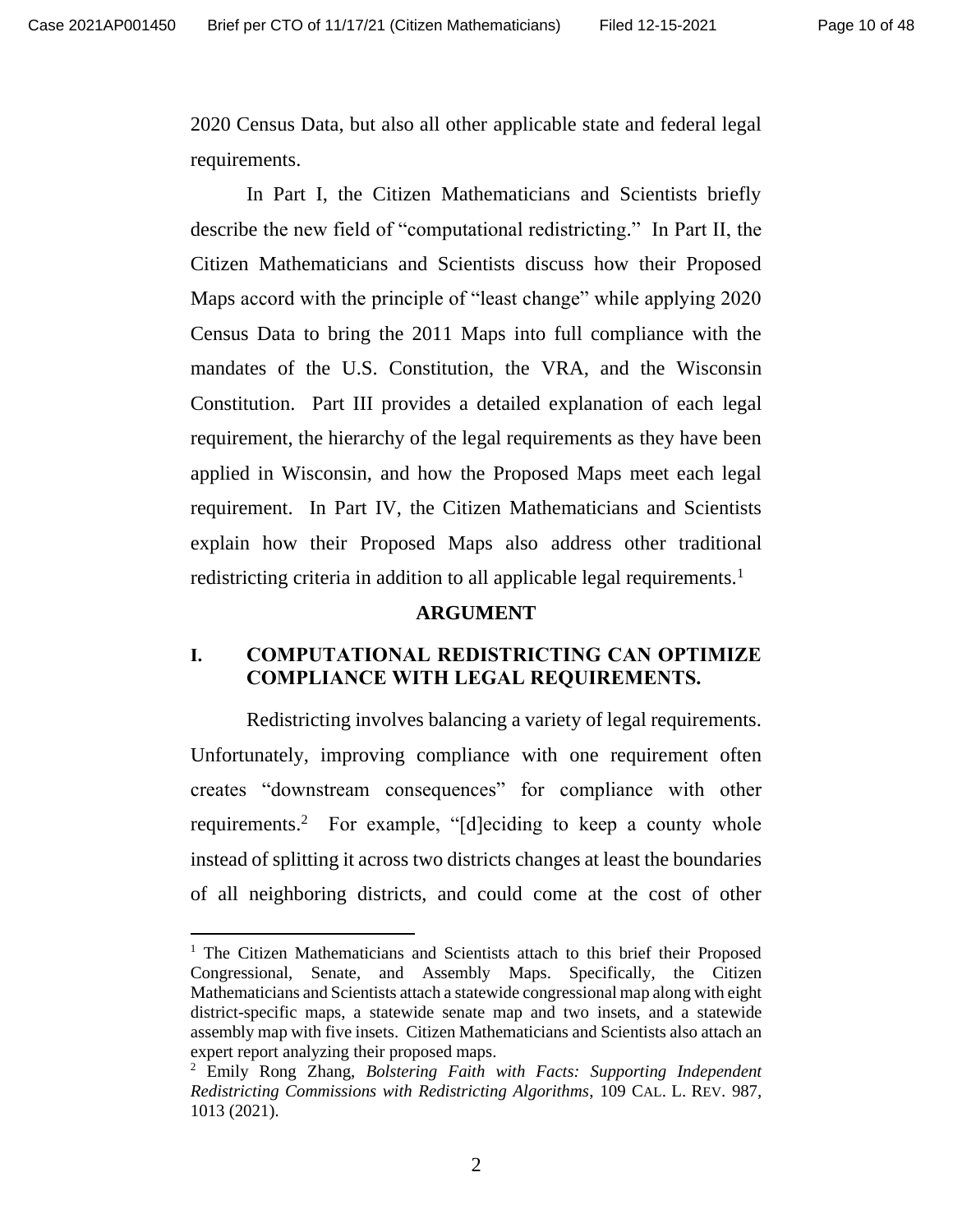2020 Census Data, but also all other applicable state and federal legal requirements.

In Part I, the Citizen Mathematicians and Scientists briefly describe the new field of "computational redistricting." In Part II, the Citizen Mathematicians and Scientists discuss how their Proposed Maps accord with the principle of "least change" while applying 2020 Census Data to bring the 2011 Maps into full compliance with the mandates of the U.S. Constitution, the VRA, and the Wisconsin Constitution. Part III provides a detailed explanation of each legal requirement, the hierarchy of the legal requirements as they have been applied in Wisconsin, and how the Proposed Maps meet each legal requirement. In Part IV, the Citizen Mathematicians and Scientists explain how their Proposed Maps also address other traditional redistricting criteria in addition to all applicable legal requirements.[1]

## ARGUMENT

### I. COMPUTATIONAL REDISTRICTING CAN OPTIMIZE COMPLIANCE WITH LEGAL REQUIREMENTS.

Redistricting involves balancing a variety of legal requirements. Unfortunately, improving compliance with one requirement often creates "downstream consequences" for compliance with other requirements.[2] For example, "[d]eciding to keep a county whole instead of splitting it across two districts changes at least the boundaries of all neighboring districts, and could come at the cost of other

---

[1] The Citizen Mathematicians and Scientists attach to this brief their Proposed Congressional, Senate, and Assembly Maps. Specifically, the Citizen Mathematicians and Scientists attach a statewide congressional map along with eight district-specific maps, a statewide senate map and two insets, and a statewide assembly map with five insets. Citizen Mathematicians and Scientists also attach an expert report analyzing their proposed maps.

[2] Emily Rong Zhang, *Bolstering Faith with Facts: Supporting Independent Redistricting Commissions with Redistricting Algorithms*, 109 CAL. L. REV. 987, 1013 (2021).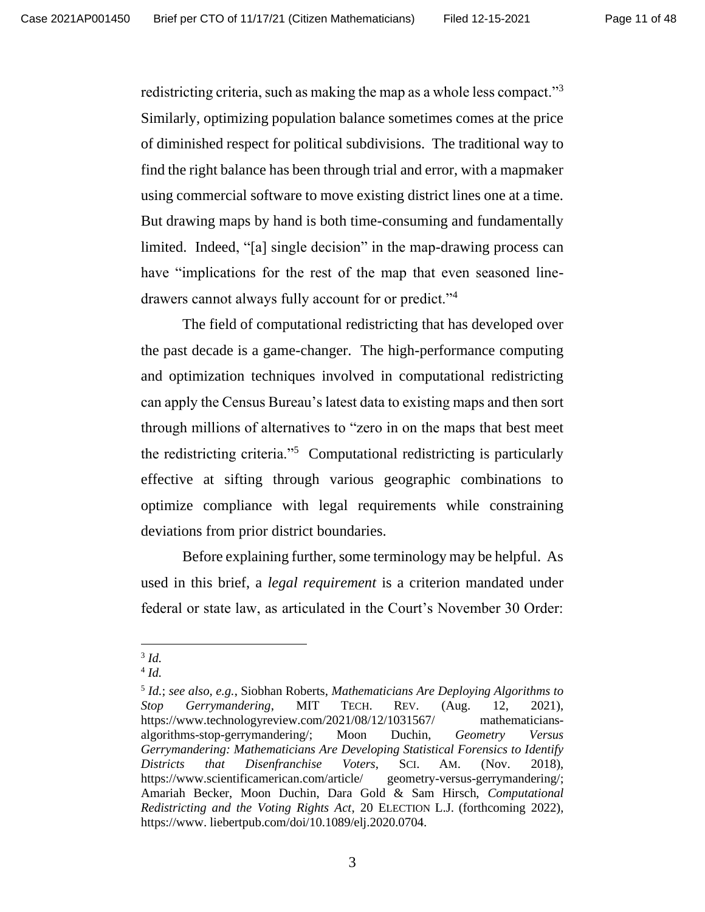redistricting criteria, such as making the map as a whole less compact."[3] Similarly, optimizing population balance sometimes comes at the price of diminished respect for political subdivisions. The traditional way to find the right balance has been through trial and error, with a mapmaker using commercial software to move existing district lines one at a time. But drawing maps by hand is both time-consuming and fundamentally limited. Indeed, "[a] single decision" in the map-drawing process can have "implications for the rest of the map that even seasoned line-drawers cannot always fully account for or predict."[4]

The field of computational redistricting that has developed over the past decade is a game-changer. The high-performance computing and optimization techniques involved in computational redistricting can apply the Census Bureau's latest data to existing maps and then sort through millions of alternatives to "zero in on the maps that best meet the redistricting criteria."[5] Computational redistricting is particularly effective at sifting through various geographic combinations to optimize compliance with legal requirements while constraining deviations from prior district boundaries.

Before explaining further, some terminology may be helpful. As used in this brief, a *legal requirement* is a criterion mandated under federal or state law, as articulated in the Court's November 30 Order:

---

[3] *Id.*

[4] *Id.*

[5] *Id.*; *see also, e.g.*, Siobhan Roberts, *Mathematicians Are Deploying Algorithms to Stop Gerrymandering*, MIT TECH. REV. (Aug. 12, 2021), https://www.technologyreview.com/2021/08/12/1031567/ mathematicians-algorithms-stop-gerrymandering/; Moon Duchin, *Geometry Versus Gerrymandering: Mathematicians Are Developing Statistical Forensics to Identify Districts that Disenfranchise Voters*, SCI. AM. (Nov. 2018), https://www.scientificamerican.com/article/ geometry-versus-gerrymandering/; Amariah Becker, Moon Duchin, Dara Gold & Sam Hirsch, *Computational Redistricting and the Voting Rights Act*, 20 ELECTION L.J. (forthcoming 2022), https://www. liebertpub.com/doi/10.1089/elj.2020.0704.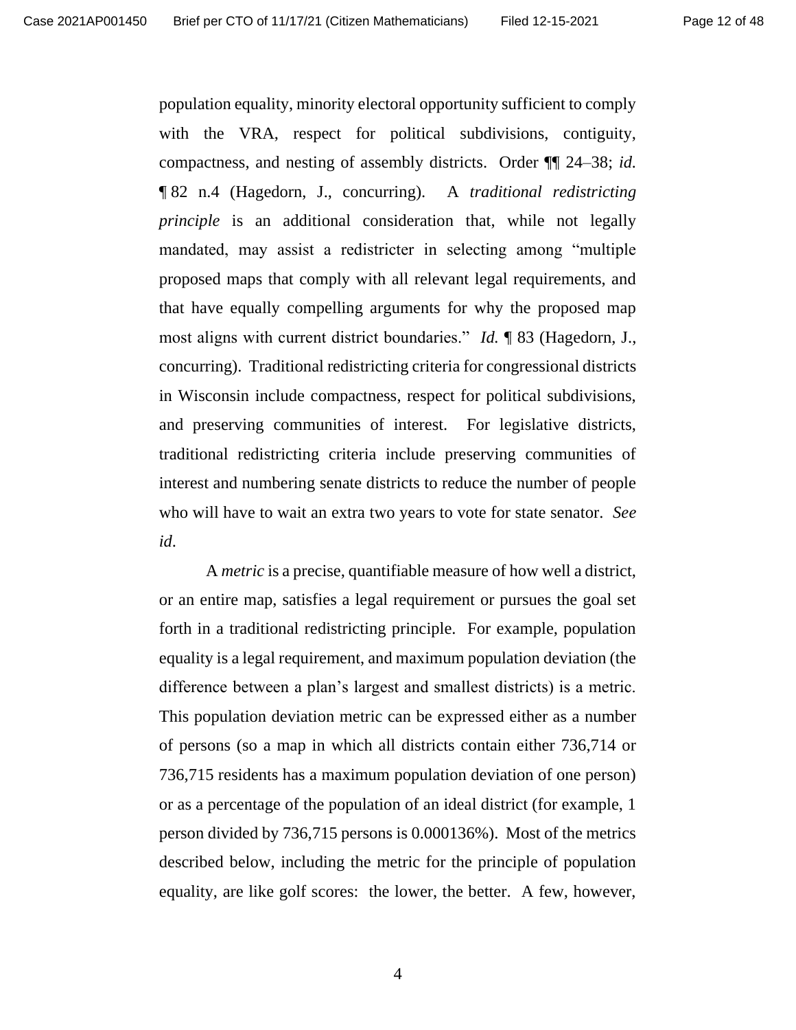population equality, minority electoral opportunity sufficient to comply with the VRA, respect for political subdivisions, contiguity, compactness, and nesting of assembly districts. Order ¶¶ 24–38; *id.* ¶ 82 n.4 (Hagedorn, J., concurring). A *traditional redistricting principle* is an additional consideration that, while not legally mandated, may assist a redistricter in selecting among "multiple proposed maps that comply with all relevant legal requirements, and that have equally compelling arguments for why the proposed map most aligns with current district boundaries." *Id.* ¶ 83 (Hagedorn, J., concurring). Traditional redistricting criteria for congressional districts in Wisconsin include compactness, respect for political subdivisions, and preserving communities of interest. For legislative districts, traditional redistricting criteria include preserving communities of interest and numbering senate districts to reduce the number of people who will have to wait an extra two years to vote for state senator. *See id*.

A *metric* is a precise, quantifiable measure of how well a district, or an entire map, satisfies a legal requirement or pursues the goal set forth in a traditional redistricting principle. For example, population equality is a legal requirement, and maximum population deviation (the difference between a plan's largest and smallest districts) is a metric. This population deviation metric can be expressed either as a number of persons (so a map in which all districts contain either 736,714 or 736,715 residents has a maximum population deviation of one person) or as a percentage of the population of an ideal district (for example, 1 person divided by 736,715 persons is 0.000136%). Most of the metrics described below, including the metric for the principle of population equality, are like golf scores: the lower, the better. A few, however,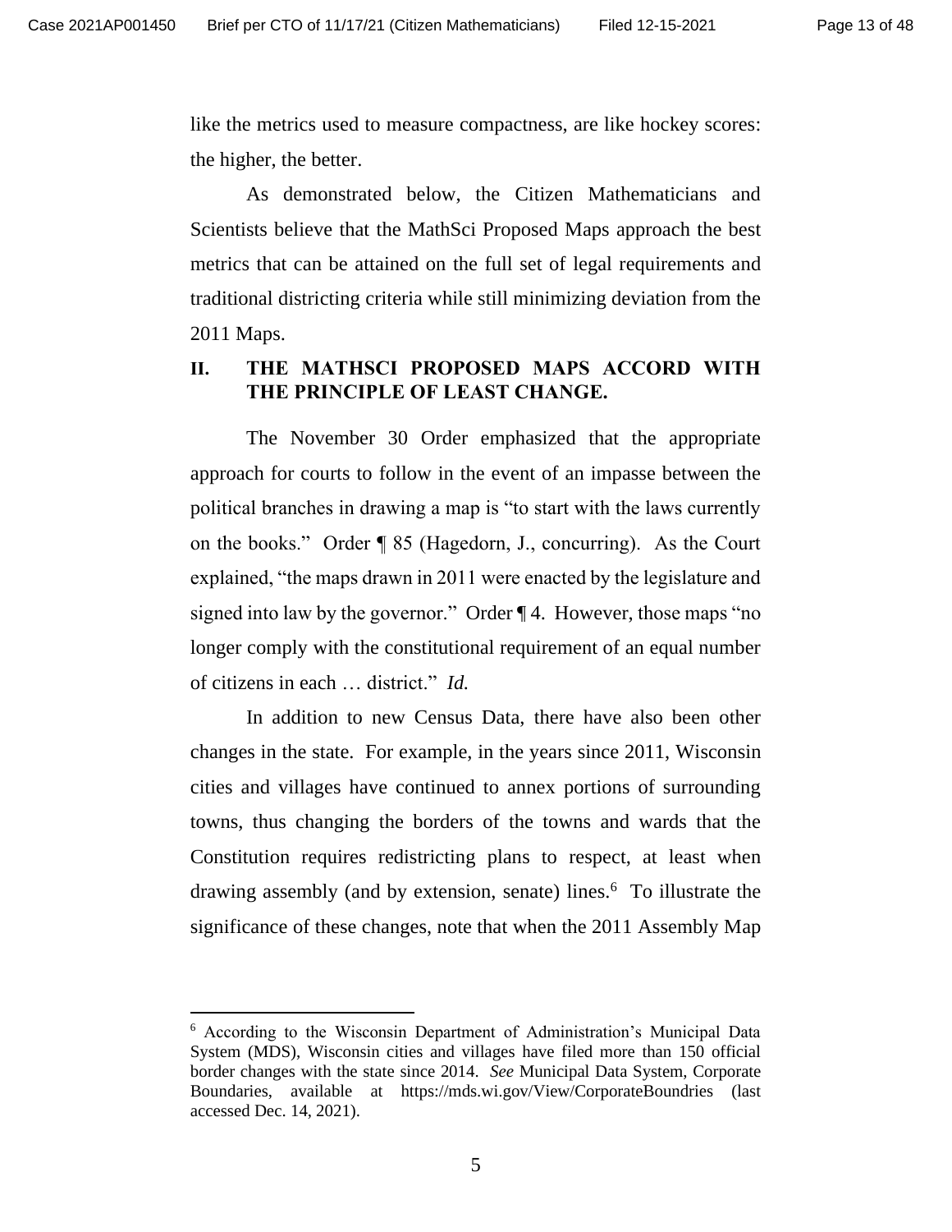like the metrics used to measure compactness, are like hockey scores: the higher, the better.

As demonstrated below, the Citizen Mathematicians and Scientists believe that the MathSci Proposed Maps approach the best metrics that can be attained on the full set of legal requirements and traditional districting criteria while still minimizing deviation from the 2011 Maps.

## II. THE MATHSCI PROPOSED MAPS ACCORD WITH THE PRINCIPLE OF LEAST CHANGE.

The November 30 Order emphasized that the appropriate approach for courts to follow in the event of an impasse between the political branches in drawing a map is "to start with the laws currently on the books." Order ¶ 85 (Hagedorn, J., concurring). As the Court explained, "the maps drawn in 2011 were enacted by the legislature and signed into law by the governor." Order ¶ 4. However, those maps "no longer comply with the constitutional requirement of an equal number of citizens in each … district." *Id.*

In addition to new Census Data, there have also been other changes in the state. For example, in the years since 2011, Wisconsin cities and villages have continued to annex portions of surrounding towns, thus changing the borders of the towns and wards that the Constitution requires redistricting plans to respect, at least when drawing assembly (and by extension, senate) lines.[6] To illustrate the significance of these changes, note that when the 2011 Assembly Map

[6] According to the Wisconsin Department of Administration's Municipal Data System (MDS), Wisconsin cities and villages have filed more than 150 official border changes with the state since 2014. *See* Municipal Data System, Corporate Boundaries, available at https://mds.wi.gov/View/CorporateBoundries (last accessed Dec. 14, 2021).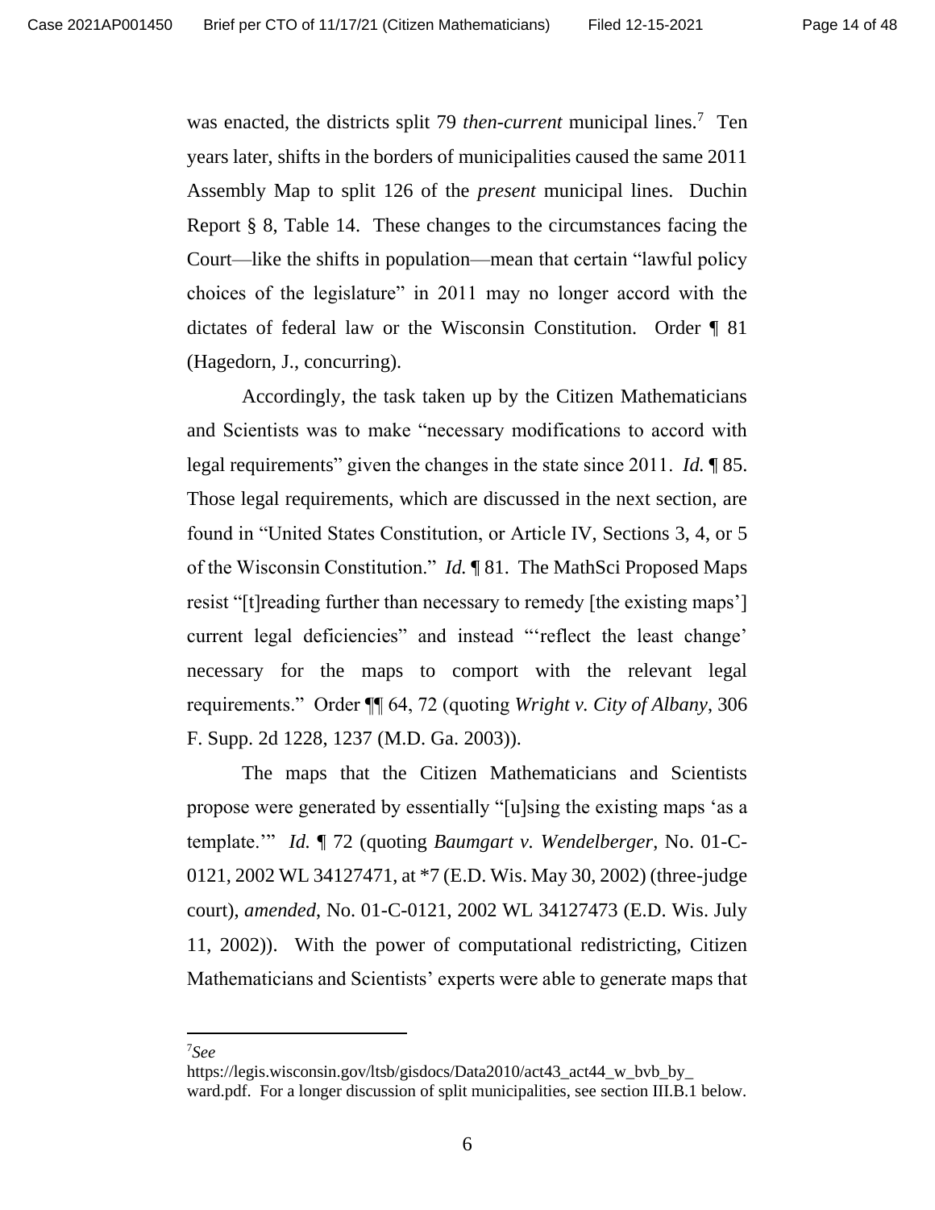was enacted, the districts split 79 *then-current* municipal lines.[7] Ten years later, shifts in the borders of municipalities caused the same 2011 Assembly Map to split 126 of the *present* municipal lines. Duchin Report § 8, Table 14. These changes to the circumstances facing the Court—like the shifts in population—mean that certain "lawful policy choices of the legislature" in 2011 may no longer accord with the dictates of federal law or the Wisconsin Constitution. Order ¶ 81 (Hagedorn, J., concurring).

Accordingly, the task taken up by the Citizen Mathematicians and Scientists was to make "necessary modifications to accord with legal requirements" given the changes in the state since 2011. *Id.* ¶ 85. Those legal requirements, which are discussed in the next section, are found in "United States Constitution, or Article IV, Sections 3, 4, or 5 of the Wisconsin Constitution." *Id.* ¶ 81. The MathSci Proposed Maps resist "[t]reading further than necessary to remedy [the existing maps'] current legal deficiencies" and instead "'reflect the least change' necessary for the maps to comport with the relevant legal requirements." Order ¶¶ 64, 72 (quoting *Wright v. City of Albany*, 306 F. Supp. 2d 1228, 1237 (M.D. Ga. 2003)).

The maps that the Citizen Mathematicians and Scientists propose were generated by essentially "[u]sing the existing maps 'as a template.'" *Id.* ¶ 72 (quoting *Baumgart v. Wendelberger*, No. 01-C-0121, 2002 WL 34127471, at *7 (E.D. Wis. May 30, 2002) (three-judge court), *amended*, No. 01-C-0121, 2002 WL 34127473 (E.D. Wis. July 11, 2002)). With the power of computational redistricting, Citizen Mathematicians and Scientists' experts were able to generate maps that

---

[7] *See* https://legis.wisconsin.gov/ltsb/gisdocs/Data2010/act43_act44_w_bvb_by_ward.pdf. For a longer discussion of split municipalities, see section III.B.1 below.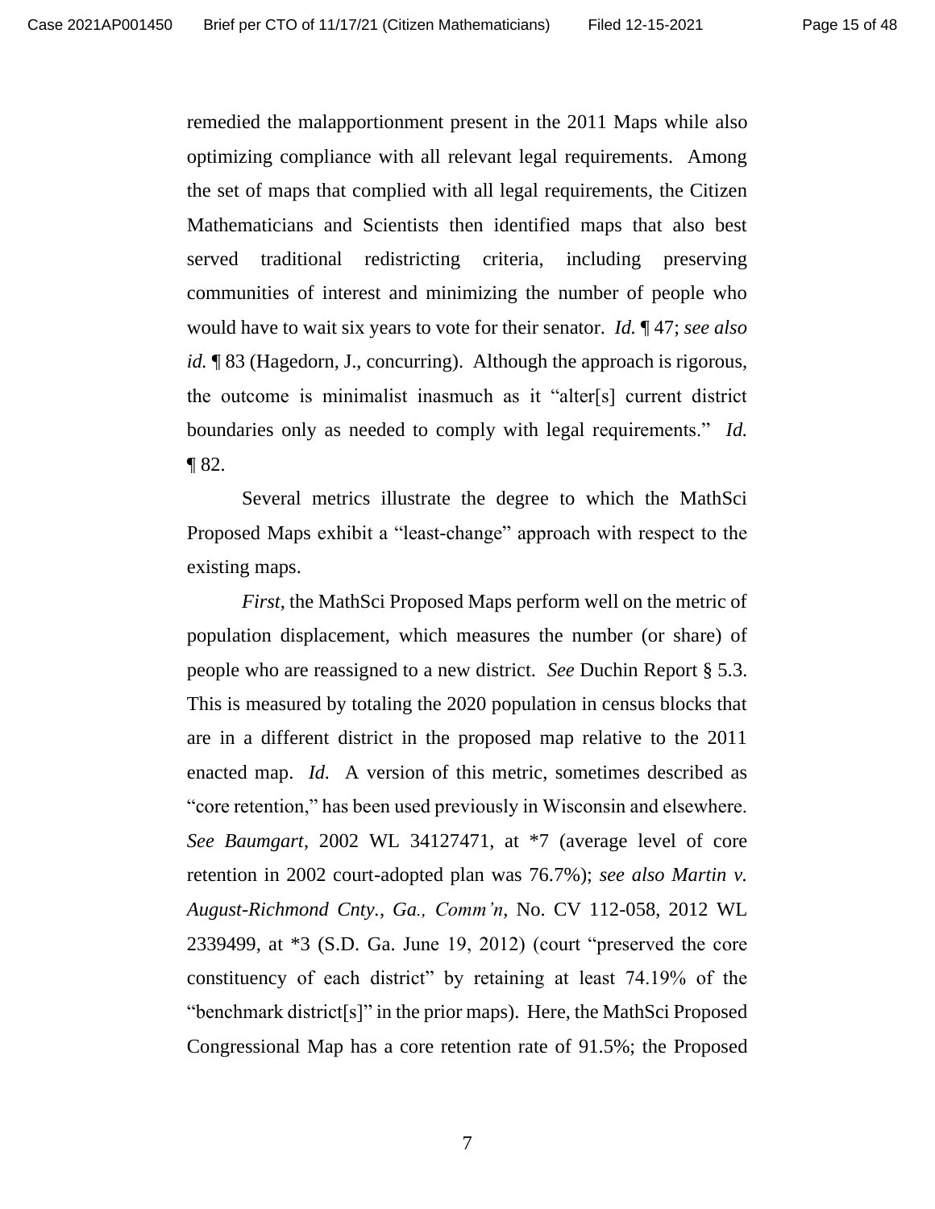remedied the malapportionment present in the 2011 Maps while also optimizing compliance with all relevant legal requirements. Among the set of maps that complied with all legal requirements, the Citizen Mathematicians and Scientists then identified maps that also best served traditional redistricting criteria, including preserving communities of interest and minimizing the number of people who would have to wait six years to vote for their senator. *Id.* ¶ 47; *see also id.* ¶ 83 (Hagedorn, J., concurring). Although the approach is rigorous, the outcome is minimalist inasmuch as it "alter[s] current district boundaries only as needed to comply with legal requirements." *Id.* ¶ 82.

Several metrics illustrate the degree to which the MathSci Proposed Maps exhibit a "least-change" approach with respect to the existing maps.

*First*, the MathSci Proposed Maps perform well on the metric of population displacement, which measures the number (or share) of people who are reassigned to a new district. *See* Duchin Report § 5.3. This is measured by totaling the 2020 population in census blocks that are in a different district in the proposed map relative to the 2011 enacted map. *Id.* A version of this metric, sometimes described as "core retention," has been used previously in Wisconsin and elsewhere. *See Baumgart*, 2002 WL 34127471, at *7 (average level of core retention in 2002 court-adopted plan was 76.7%); *see also Martin v. August-Richmond Cnty., Ga., Comm'n*, No. CV 112-058, 2012 WL 2339499, at *3 (S.D. Ga. June 19, 2012) (court "preserved the core constituency of each district" by retaining at least 74.19% of the "benchmark district[s]" in the prior maps). Here, the MathSci Proposed Congressional Map has a core retention rate of 91.5%; the Proposed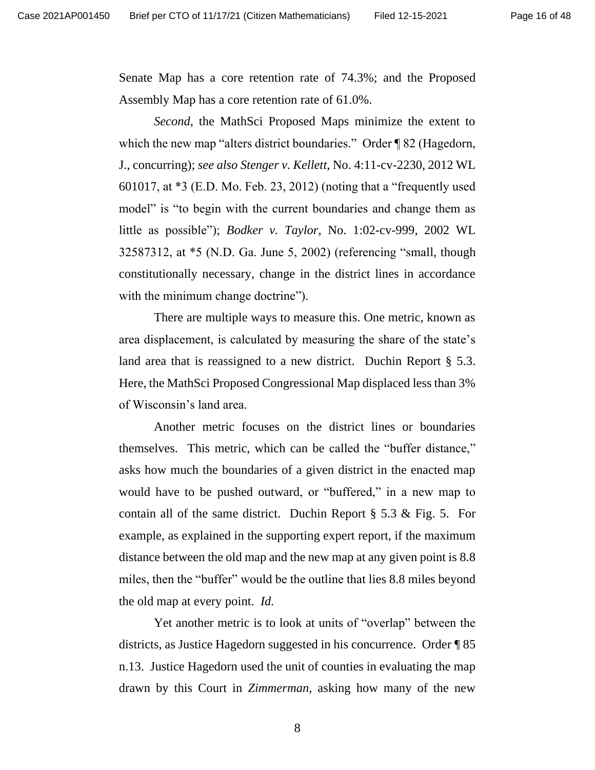Senate Map has a core retention rate of 74.3%; and the Proposed Assembly Map has a core retention rate of 61.0%.

*Second*, the MathSci Proposed Maps minimize the extent to which the new map "alters district boundaries." Order ¶ 82 (Hagedorn, J., concurring); *see also Stenger v. Kellett*, No. 4:11-cv-2230, 2012 WL 601017, at *3 (E.D. Mo. Feb. 23, 2012) (noting that a "frequently used model" is "to begin with the current boundaries and change them as little as possible"); *Bodker v. Taylor*, No. 1:02-cv-999, 2002 WL 32587312, at *5 (N.D. Ga. June 5, 2002) (referencing "small, though constitutionally necessary, change in the district lines in accordance with the minimum change doctrine").

There are multiple ways to measure this. One metric, known as area displacement, is calculated by measuring the share of the state's land area that is reassigned to a new district. Duchin Report § 5.3. Here, the MathSci Proposed Congressional Map displaced less than 3% of Wisconsin's land area.

Another metric focuses on the district lines or boundaries themselves. This metric, which can be called the "buffer distance," asks how much the boundaries of a given district in the enacted map would have to be pushed outward, or "buffered," in a new map to contain all of the same district. Duchin Report § 5.3 & Fig. 5. For example, as explained in the supporting expert report, if the maximum distance between the old map and the new map at any given point is 8.8 miles, then the "buffer" would be the outline that lies 8.8 miles beyond the old map at every point. *Id.*

Yet another metric is to look at units of "overlap" between the districts, as Justice Hagedorn suggested in his concurrence. Order ¶ 85 n.13. Justice Hagedorn used the unit of counties in evaluating the map drawn by this Court in *Zimmerman*, asking how many of the new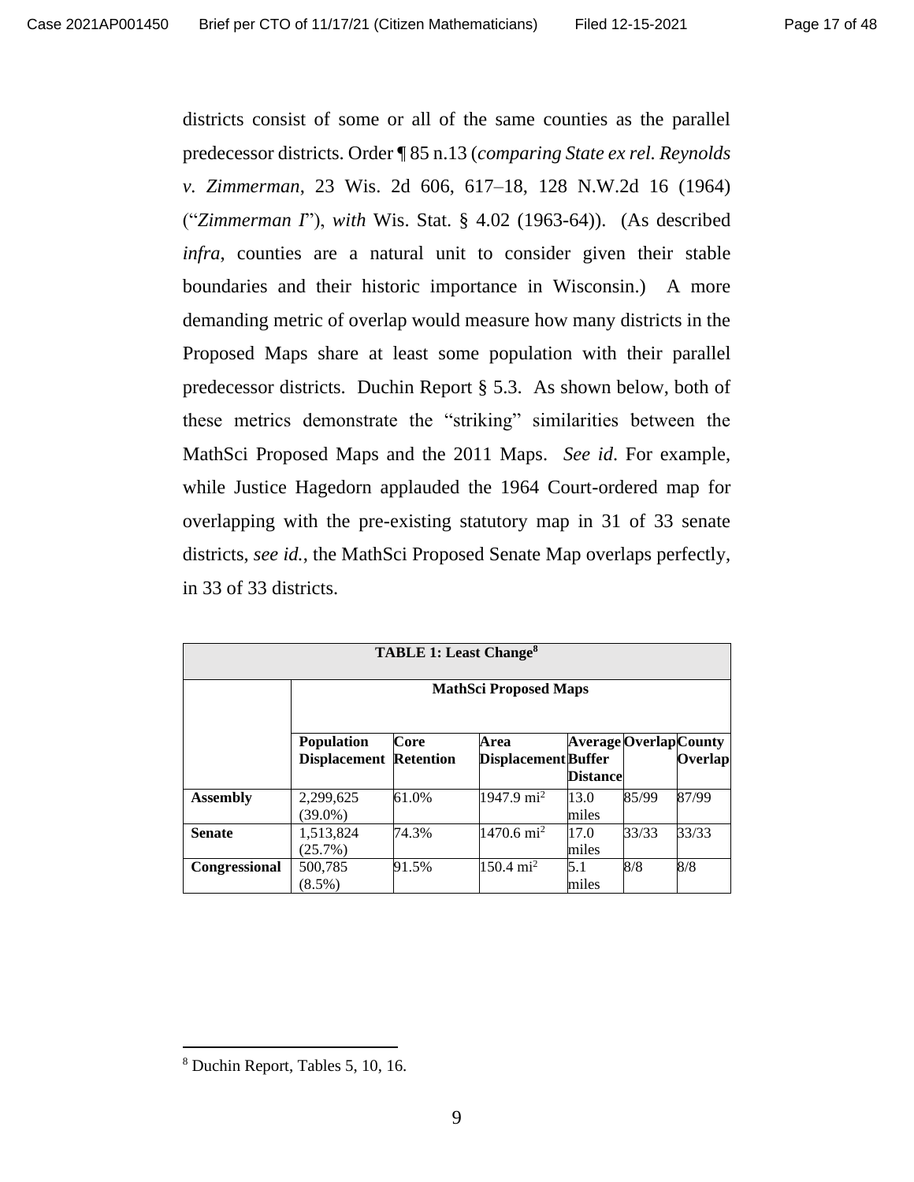districts consist of some or all of the same counties as the parallel predecessor districts. Order ¶ 85 n.13 (*comparing State ex rel. Reynolds v. Zimmerman*, 23 Wis. 2d 606, 617–18, 128 N.W.2d 16 (1964) ("*Zimmerman I*"), *with* Wis. Stat. § 4.02 (1963-64)). (As described *infra*, counties are a natural unit to consider given their stable boundaries and their historic importance in Wisconsin.) A more demanding metric of overlap would measure how many districts in the Proposed Maps share at least some population with their parallel predecessor districts. Duchin Report § 5.3. As shown below, both of these metrics demonstrate the "striking" similarities between the MathSci Proposed Maps and the 2011 Maps. *See id*. For example, while Justice Hagedorn applauded the 1964 Court-ordered map for overlapping with the pre-existing statutory map in 31 of 33 senate districts, *see id.*, the MathSci Proposed Senate Map overlaps perfectly, in 33 of 33 districts.

**TABLE 1: Least Change**[8]

| | MathSci Proposed Maps | | | | | |
|---|---|---|---|---|---|---|
| | **Population Displacement** | **Core Retention** | **Area Displacement** | **Average Buffer Distance** | **Overlap** | **County Overlap** |
| **Assembly** | 2,299,625 (39.0%) | 61.0% | 1947.9 mi$^2$ | 13.0 miles | 85/99 | 87/99 |
| **Senate** | 1,513,824 (25.7%) | 74.3% | 1470.6 mi$^2$ | 17.0 miles | 33/33 | 33/33 |
| **Congressional** | 500,785 (8.5%) | 91.5% | 150.4 mi$^2$ | 5.1 miles | 8/8 | 8/8 |

[8] Duchin Report, Tables 5, 10, 16.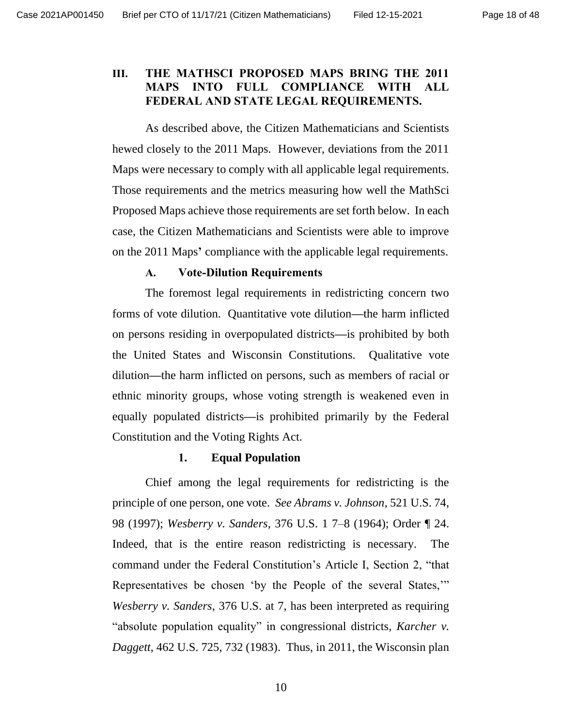## III. THE MATHSCI PROPOSED MAPS BRING THE 2011 MAPS INTO FULL COMPLIANCE WITH ALL FEDERAL AND STATE LEGAL REQUIREMENTS.

As described above, the Citizen Mathematicians and Scientists hewed closely to the 2011 Maps. However, deviations from the 2011 Maps were necessary to comply with all applicable legal requirements. Those requirements and the metrics measuring how well the MathSci Proposed Maps achieve those requirements are set forth below. In each case, the Citizen Mathematicians and Scientists were able to improve on the 2011 Maps**'** compliance with the applicable legal requirements.

### A. Vote-Dilution Requirements

The foremost legal requirements in redistricting concern two forms of vote dilution. Quantitative vote dilution—the harm inflicted on persons residing in overpopulated districts—is prohibited by both the United States and Wisconsin Constitutions. Qualitative vote dilution—the harm inflicted on persons, such as members of racial or ethnic minority groups, whose voting strength is weakened even in equally populated districts—is prohibited primarily by the Federal Constitution and the Voting Rights Act.

#### 1. Equal Population

Chief among the legal requirements for redistricting is the principle of one person, one vote. *See Abrams v. Johnson*, 521 U.S. 74, 98 (1997); *Wesberry v. Sanders*, 376 U.S. 1 7–8 (1964); Order ¶ 24. Indeed, that is the entire reason redistricting is necessary. The command under the Federal Constitution's Article I, Section 2, "that Representatives be chosen 'by the People of the several States,'" *Wesberry v. Sanders*, 376 U.S. at 7, has been interpreted as requiring "absolute population equality" in congressional districts, *Karcher v. Daggett*, 462 U.S. 725, 732 (1983). Thus, in 2011, the Wisconsin plan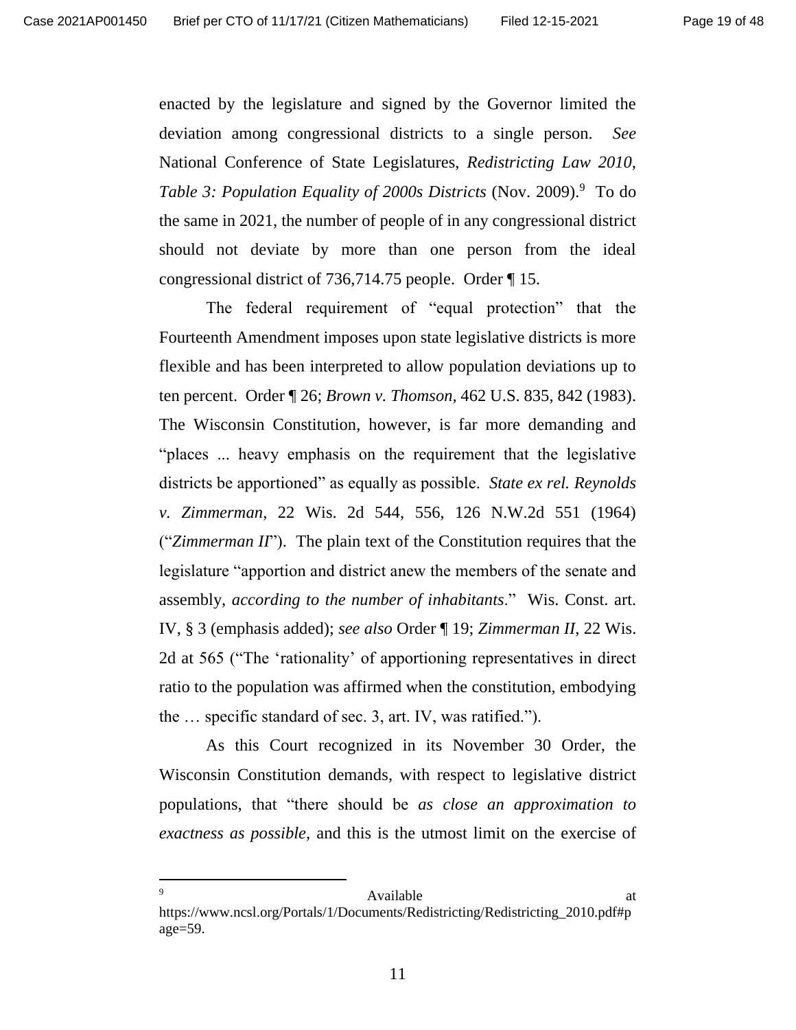enacted by the legislature and signed by the Governor limited the deviation among congressional districts to a single person. *See* National Conference of State Legislatures, *Redistricting Law 2010, Table 3: Population Equality of 2000s Districts* (Nov. 2009).[9] To do the same in 2021, the number of people of in any congressional district should not deviate by more than one person from the ideal congressional district of 736,714.75 people. Order ¶ 15.

The federal requirement of "equal protection" that the Fourteenth Amendment imposes upon state legislative districts is more flexible and has been interpreted to allow population deviations up to ten percent. Order ¶ 26; *Brown v. Thomson*, 462 U.S. 835, 842 (1983). The Wisconsin Constitution, however, is far more demanding and "places ... heavy emphasis on the requirement that the legislative districts be apportioned" as equally as possible. *State ex rel. Reynolds v. Zimmerman*, 22 Wis. 2d 544, 556, 126 N.W.2d 551 (1964) ("*Zimmerman II*"). The plain text of the Constitution requires that the legislature "apportion and district anew the members of the senate and assembly, *according to the number of inhabitants*." Wis. Const. art. IV, § 3 (emphasis added); *see also* Order ¶ 19; *Zimmerman II*, 22 Wis. 2d at 565 ("The 'rationality' of apportioning representatives in direct ratio to the population was affirmed when the constitution, embodying the … specific standard of sec. 3, art. IV, was ratified.").

As this Court recognized in its November 30 Order, the Wisconsin Constitution demands, with respect to legislative district populations, that "there should be *as close an approximation to exactness as possible*, and this is the utmost limit on the exercise of

---

[9] Available at https://www.ncsl.org/Portals/1/Documents/Redistricting/Redistricting_2010.pdf#page=59.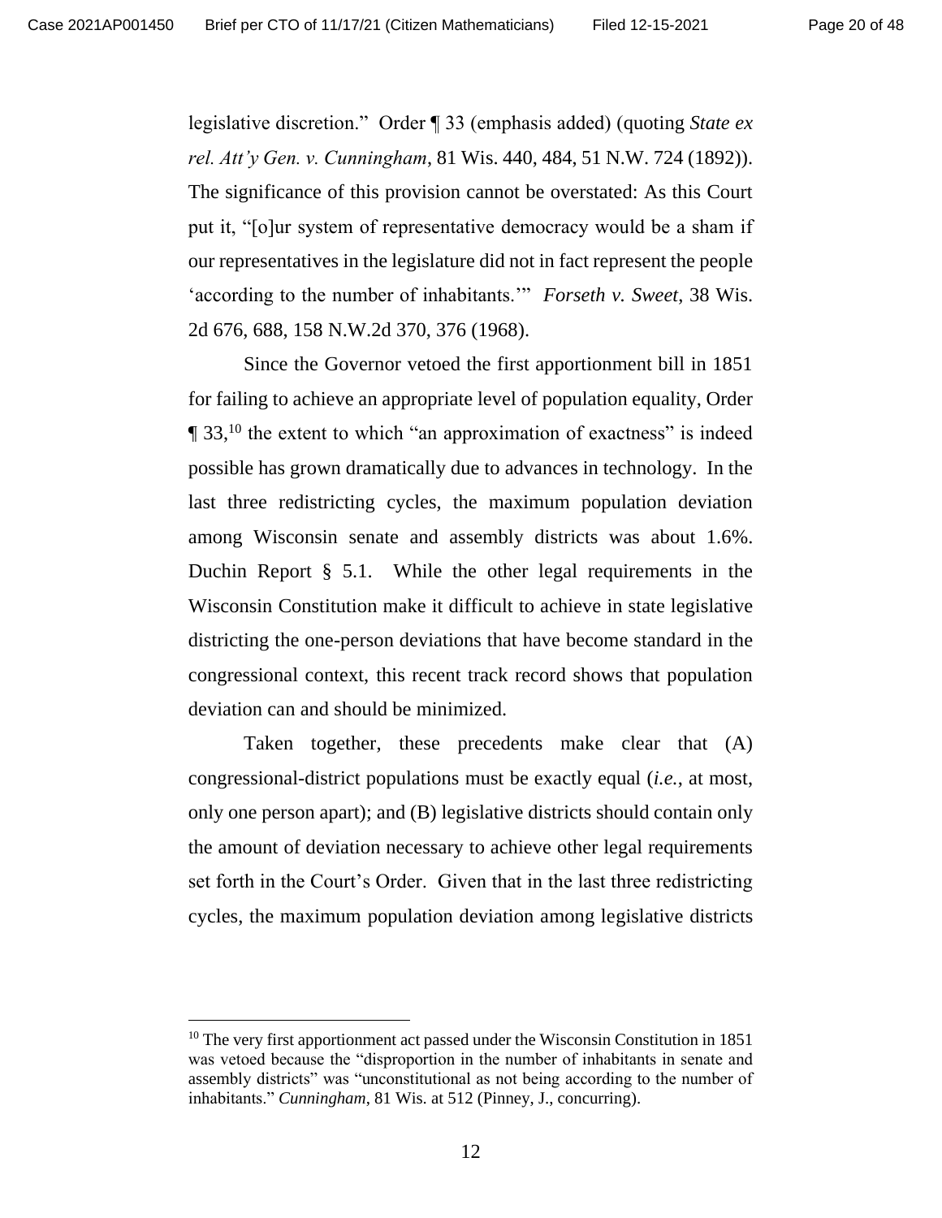legislative discretion." Order ¶ 33 (emphasis added) (quoting *State ex rel. Att'y Gen. v. Cunningham*, 81 Wis. 440, 484, 51 N.W. 724 (1892)). The significance of this provision cannot be overstated: As this Court put it, "[o]ur system of representative democracy would be a sham if our representatives in the legislature did not in fact represent the people 'according to the number of inhabitants.'" *Forseth v. Sweet*, 38 Wis. 2d 676, 688, 158 N.W.2d 370, 376 (1968).

Since the Governor vetoed the first apportionment bill in 1851 for failing to achieve an appropriate level of population equality, Order ¶ 33,[10] the extent to which "an approximation of exactness" is indeed possible has grown dramatically due to advances in technology. In the last three redistricting cycles, the maximum population deviation among Wisconsin senate and assembly districts was about 1.6%. Duchin Report § 5.1. While the other legal requirements in the Wisconsin Constitution make it difficult to achieve in state legislative districting the one-person deviations that have become standard in the congressional context, this recent track record shows that population deviation can and should be minimized.

Taken together, these precedents make clear that (A) congressional-district populations must be exactly equal (*i.e.*, at most, only one person apart); and (B) legislative districts should contain only the amount of deviation necessary to achieve other legal requirements set forth in the Court's Order. Given that in the last three redistricting cycles, the maximum population deviation among legislative districts

[10] The very first apportionment act passed under the Wisconsin Constitution in 1851 was vetoed because the "disproportion in the number of inhabitants in senate and assembly districts" was "unconstitutional as not being according to the number of inhabitants." *Cunningham*, 81 Wis. at 512 (Pinney, J., concurring).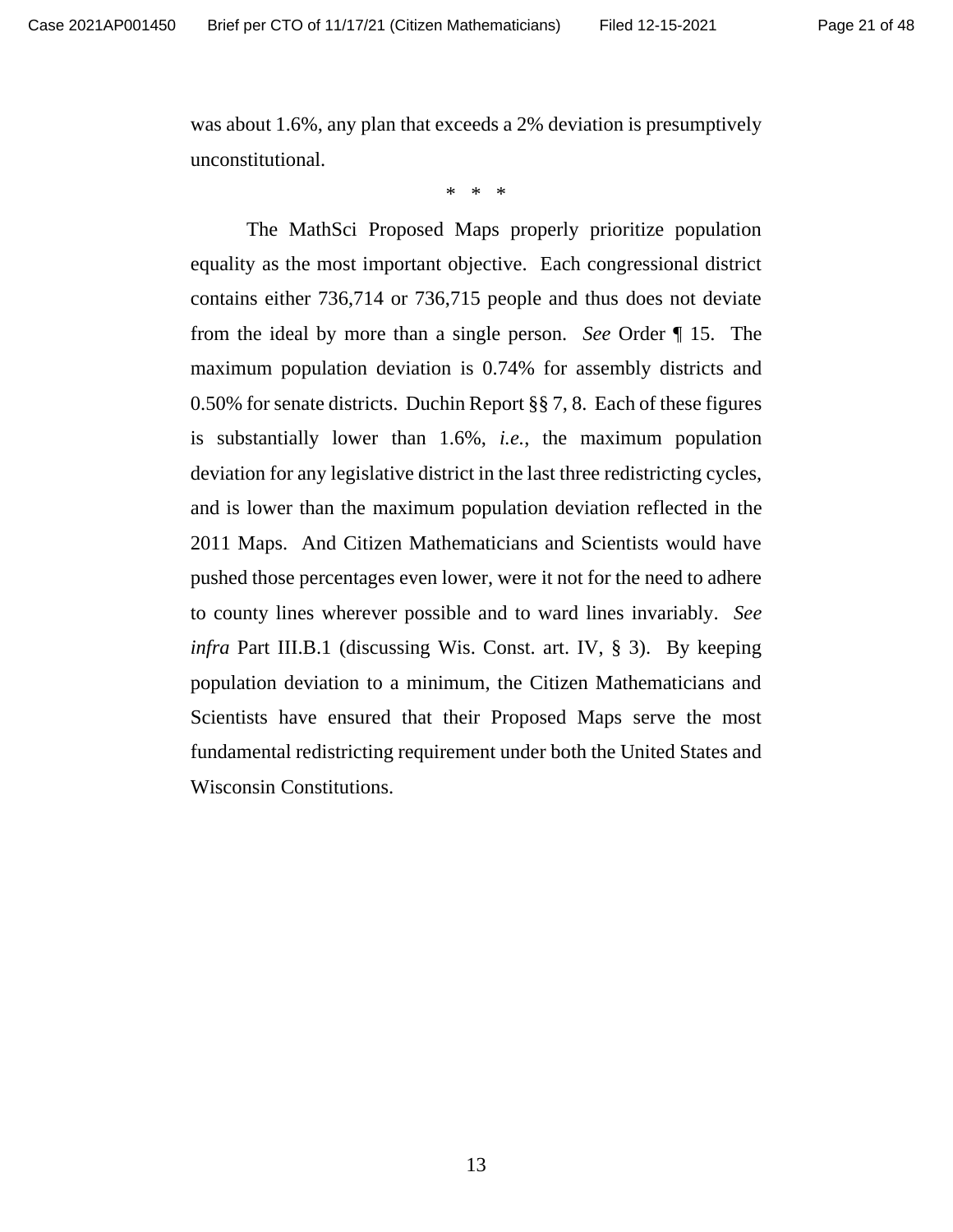was about 1.6%, any plan that exceeds a 2% deviation is presumptively unconstitutional.

\* \* \*

The MathSci Proposed Maps properly prioritize population equality as the most important objective. Each congressional district contains either 736,714 or 736,715 people and thus does not deviate from the ideal by more than a single person. *See* Order ¶ 15. The maximum population deviation is 0.74% for assembly districts and 0.50% for senate districts. Duchin Report §§ 7, 8. Each of these figures is substantially lower than 1.6%, *i.e.*, the maximum population deviation for any legislative district in the last three redistricting cycles, and is lower than the maximum population deviation reflected in the 2011 Maps. And Citizen Mathematicians and Scientists would have pushed those percentages even lower, were it not for the need to adhere to county lines wherever possible and to ward lines invariably. *See infra* Part III.B.1 (discussing Wis. Const. art. IV, § 3). By keeping population deviation to a minimum, the Citizen Mathematicians and Scientists have ensured that their Proposed Maps serve the most fundamental redistricting requirement under both the United States and Wisconsin Constitutions.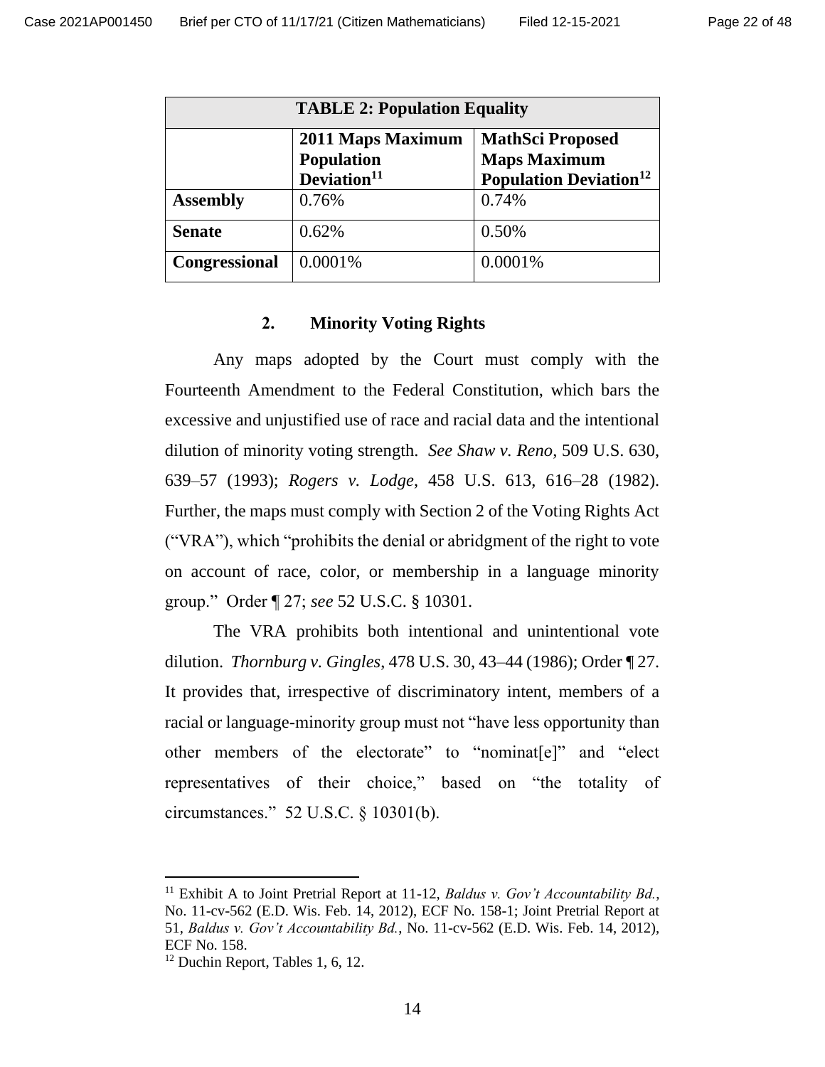| TABLE 2: Population Equality | | |
|---|---|---|
| | **2011 Maps Maximum Population Deviation**[11] | **MathSci Proposed Maps Maximum Population Deviation**[12] |
| **Assembly** | 0.76% | 0.74% |
| **Senate** | 0.62% | 0.50% |
| **Congressional** | 0.0001% | 0.0001% |

### 2. Minority Voting Rights

Any maps adopted by the Court must comply with the Fourteenth Amendment to the Federal Constitution, which bars the excessive and unjustified use of race and racial data and the intentional dilution of minority voting strength. *See Shaw v. Reno*, 509 U.S. 630, 639–57 (1993); *Rogers v. Lodge*, 458 U.S. 613, 616–28 (1982). Further, the maps must comply with Section 2 of the Voting Rights Act ("VRA"), which "prohibits the denial or abridgment of the right to vote on account of race, color, or membership in a language minority group." Order ¶ 27; *see* 52 U.S.C. § 10301.

The VRA prohibits both intentional and unintentional vote dilution. *Thornburg v. Gingles*, 478 U.S. 30, 43–44 (1986); Order ¶ 27. It provides that, irrespective of discriminatory intent, members of a racial or language-minority group must not "have less opportunity than other members of the electorate" to "nominat[e]" and "elect representatives of their choice," based on "the totality of circumstances." 52 U.S.C. § 10301(b).

---

[11] Exhibit A to Joint Pretrial Report at 11-12, *Baldus v. Gov't Accountability Bd.*, No. 11-cv-562 (E.D. Wis. Feb. 14, 2012), ECF No. 158-1; Joint Pretrial Report at 51, *Baldus v. Gov't Accountability Bd.*, No. 11-cv-562 (E.D. Wis. Feb. 14, 2012), ECF No. 158.

[12] Duchin Report, Tables 1, 6, 12.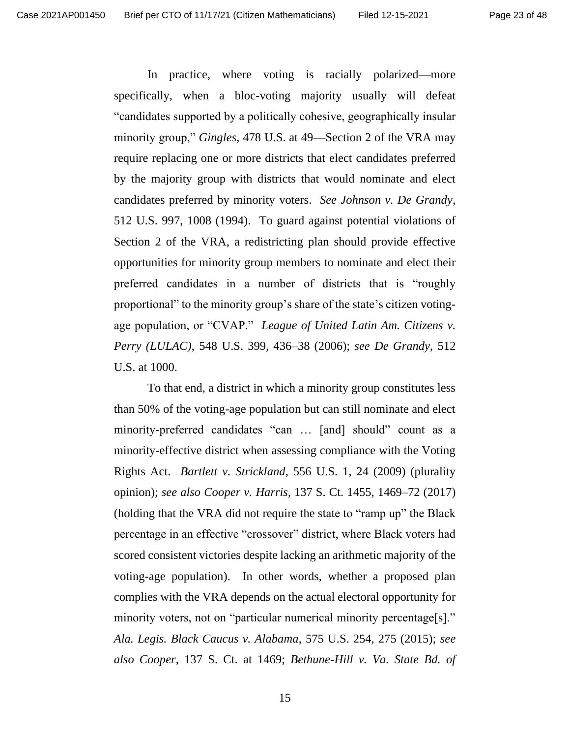In practice, where voting is racially polarized—more specifically, when a bloc-voting majority usually will defeat "candidates supported by a politically cohesive, geographically insular minority group," *Gingles*, 478 U.S. at 49—Section 2 of the VRA may require replacing one or more districts that elect candidates preferred by the majority group with districts that would nominate and elect candidates preferred by minority voters. *See Johnson v. De Grandy*, 512 U.S. 997, 1008 (1994). To guard against potential violations of Section 2 of the VRA, a redistricting plan should provide effective opportunities for minority group members to nominate and elect their preferred candidates in a number of districts that is "roughly proportional" to the minority group's share of the state's citizen voting-age population, or "CVAP." *League of United Latin Am. Citizens v. Perry (LULAC)*, 548 U.S. 399, 436–38 (2006); *see De Grandy*, 512 U.S. at 1000.

To that end, a district in which a minority group constitutes less than 50% of the voting-age population but can still nominate and elect minority-preferred candidates "can … [and] should" count as a minority-effective district when assessing compliance with the Voting Rights Act. *Bartlett v. Strickland*, 556 U.S. 1, 24 (2009) (plurality opinion); *see also Cooper v. Harris*, 137 S. Ct. 1455, 1469–72 (2017) (holding that the VRA did not require the state to "ramp up" the Black percentage in an effective "crossover" district, where Black voters had scored consistent victories despite lacking an arithmetic majority of the voting-age population). In other words, whether a proposed plan complies with the VRA depends on the actual electoral opportunity for minority voters, not on "particular numerical minority percentage[s]." *Ala. Legis. Black Caucus v. Alabama*, 575 U.S. 254, 275 (2015); *see also Cooper*, 137 S. Ct. at 1469; *Bethune-Hill v. Va. State Bd. of*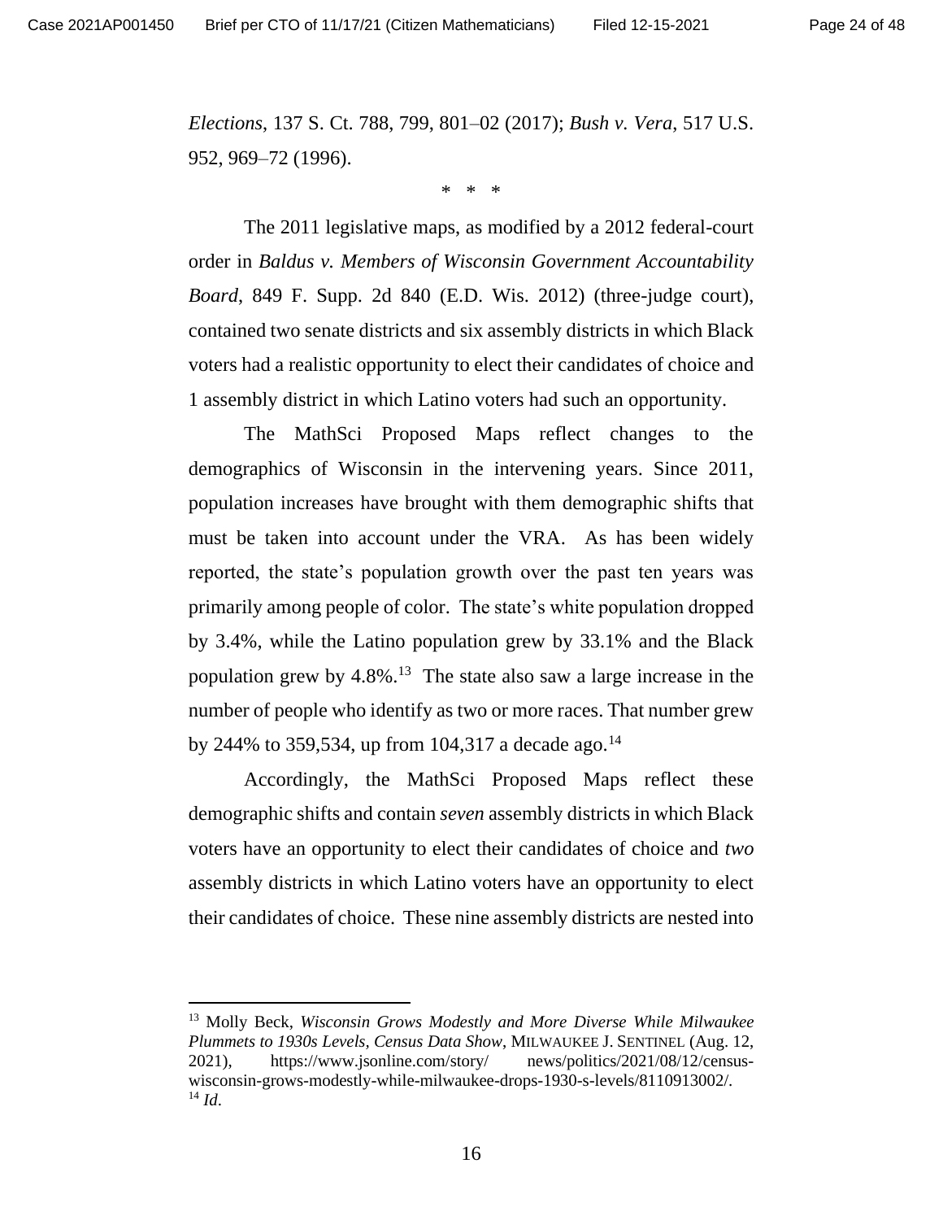*Elections*, 137 S. Ct. 788, 799, 801–02 (2017); *Bush v. Vera*, 517 U.S. 952, 969–72 (1996).

\* \* \*

The 2011 legislative maps, as modified by a 2012 federal-court order in *Baldus v. Members of Wisconsin Government Accountability Board*, 849 F. Supp. 2d 840 (E.D. Wis. 2012) (three-judge court), contained two senate districts and six assembly districts in which Black voters had a realistic opportunity to elect their candidates of choice and 1 assembly district in which Latino voters had such an opportunity.

The MathSci Proposed Maps reflect changes to the demographics of Wisconsin in the intervening years. Since 2011, population increases have brought with them demographic shifts that must be taken into account under the VRA. As has been widely reported, the state's population growth over the past ten years was primarily among people of color. The state's white population dropped by 3.4%, while the Latino population grew by 33.1% and the Black population grew by 4.8%.[13] The state also saw a large increase in the number of people who identify as two or more races. That number grew by 244% to 359,534, up from 104,317 a decade ago.[14]

Accordingly, the MathSci Proposed Maps reflect these demographic shifts and contain *seven* assembly districts in which Black voters have an opportunity to elect their candidates of choice and *two* assembly districts in which Latino voters have an opportunity to elect their candidates of choice. These nine assembly districts are nested into

---

[13] Molly Beck, *Wisconsin Grows Modestly and More Diverse While Milwaukee Plummets to 1930s Levels, Census Data Show*, MILWAUKEE J. SENTINEL (Aug. 12, 2021), https://www.jsonline.com/story/ news/politics/2021/08/12/census-wisconsin-grows-modestly-while-milwaukee-drops-1930-s-levels/8110913002/.

[14] *Id.*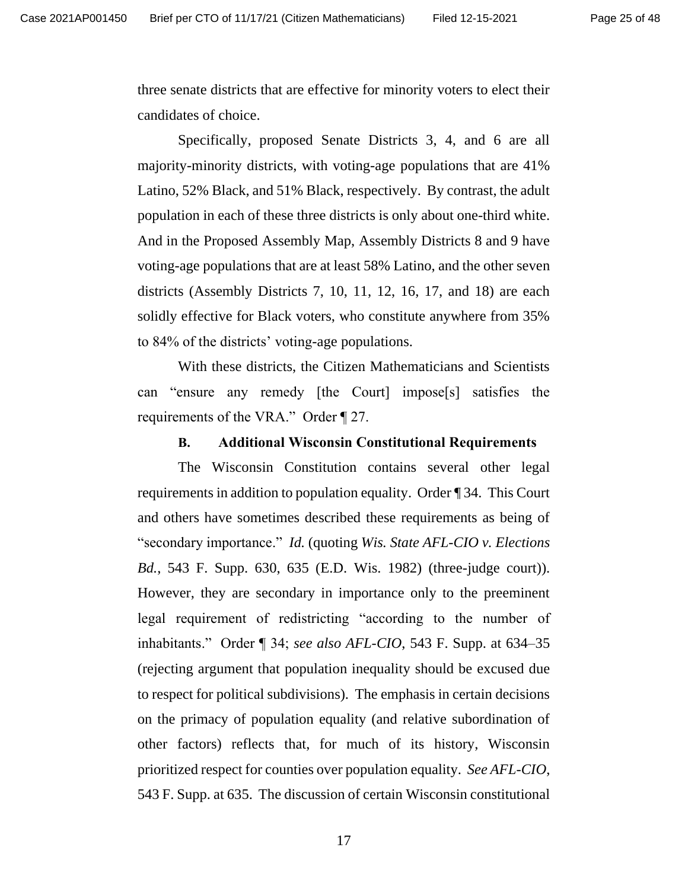three senate districts that are effective for minority voters to elect their candidates of choice.

Specifically, proposed Senate Districts 3, 4, and 6 are all majority-minority districts, with voting-age populations that are 41% Latino, 52% Black, and 51% Black, respectively. By contrast, the adult population in each of these three districts is only about one-third white. And in the Proposed Assembly Map, Assembly Districts 8 and 9 have voting-age populations that are at least 58% Latino, and the other seven districts (Assembly Districts 7, 10, 11, 12, 16, 17, and 18) are each solidly effective for Black voters, who constitute anywhere from 35% to 84% of the districts' voting-age populations.

With these districts, the Citizen Mathematicians and Scientists can "ensure any remedy [the Court] impose[s] satisfies the requirements of the VRA." Order ¶ 27.

### B. Additional Wisconsin Constitutional Requirements

The Wisconsin Constitution contains several other legal requirements in addition to population equality. Order ¶ 34. This Court and others have sometimes described these requirements as being of "secondary importance." *Id.* (quoting *Wis. State AFL-CIO v. Elections Bd.*, 543 F. Supp. 630, 635 (E.D. Wis. 1982) (three-judge court)). However, they are secondary in importance only to the preeminent legal requirement of redistricting "according to the number of inhabitants." Order ¶ 34; *see also AFL-CIO*, 543 F. Supp. at 634–35 (rejecting argument that population inequality should be excused due to respect for political subdivisions). The emphasis in certain decisions on the primacy of population equality (and relative subordination of other factors) reflects that, for much of its history, Wisconsin prioritized respect for counties over population equality. *See AFL-CIO*, 543 F. Supp. at 635. The discussion of certain Wisconsin constitutional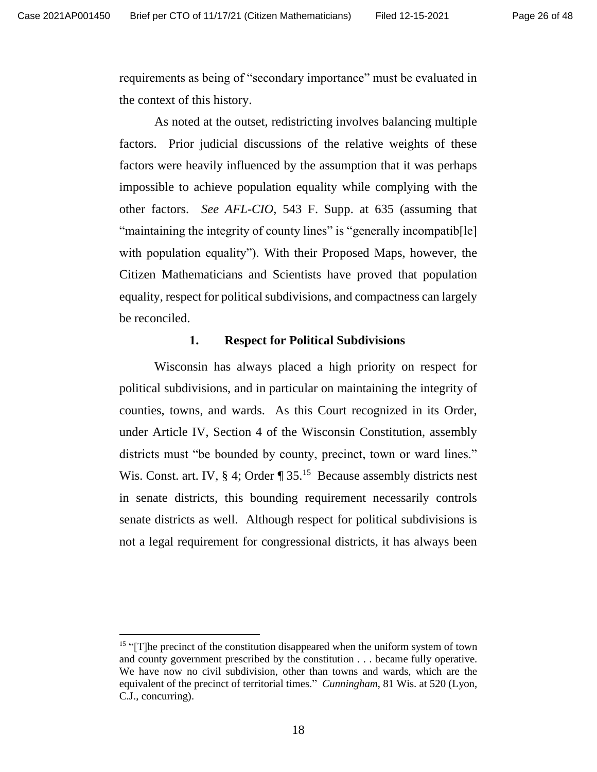requirements as being of "secondary importance" must be evaluated in the context of this history.

As noted at the outset, redistricting involves balancing multiple factors. Prior judicial discussions of the relative weights of these factors were heavily influenced by the assumption that it was perhaps impossible to achieve population equality while complying with the other factors. *See AFL-CIO*, 543 F. Supp. at 635 (assuming that "maintaining the integrity of county lines" is "generally incompatib[le] with population equality"). With their Proposed Maps, however, the Citizen Mathematicians and Scientists have proved that population equality, respect for political subdivisions, and compactness can largely be reconciled.

### 1. Respect for Political Subdivisions

Wisconsin has always placed a high priority on respect for political subdivisions, and in particular on maintaining the integrity of counties, towns, and wards. As this Court recognized in its Order, under Article IV, Section 4 of the Wisconsin Constitution, assembly districts must "be bounded by county, precinct, town or ward lines." Wis. Const. art. IV, § 4; Order ¶ 35.[15] Because assembly districts nest in senate districts, this bounding requirement necessarily controls senate districts as well. Although respect for political subdivisions is not a legal requirement for congressional districts, it has always been

---

[15] "[T]he precinct of the constitution disappeared when the uniform system of town and county government prescribed by the constitution . . . became fully operative. We have now no civil subdivision, other than towns and wards, which are the equivalent of the precinct of territorial times." *Cunningham*, 81 Wis. at 520 (Lyon, C.J., concurring).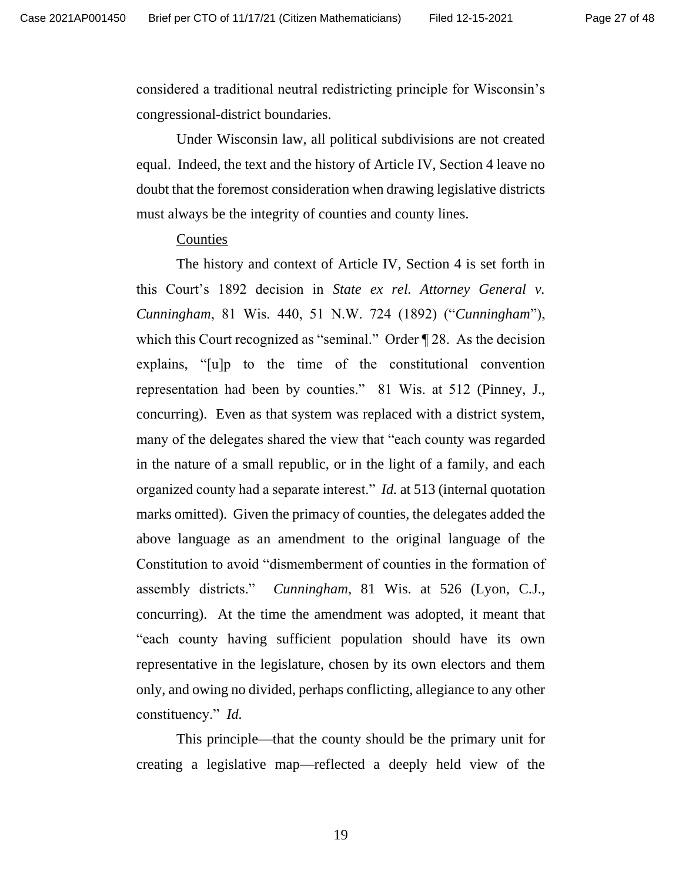considered a traditional neutral redistricting principle for Wisconsin's congressional-district boundaries.

Under Wisconsin law, all political subdivisions are not created equal. Indeed, the text and the history of Article IV, Section 4 leave no doubt that the foremost consideration when drawing legislative districts must always be the integrity of counties and county lines.

<u>Counties</u>

The history and context of Article IV, Section 4 is set forth in this Court's 1892 decision in *State ex rel. Attorney General v. Cunningham*, 81 Wis. 440, 51 N.W. 724 (1892) ("*Cunningham*"), which this Court recognized as "seminal." Order ¶ 28. As the decision explains, "[u]p to the time of the constitutional convention representation had been by counties." 81 Wis. at 512 (Pinney, J., concurring). Even as that system was replaced with a district system, many of the delegates shared the view that "each county was regarded in the nature of a small republic, or in the light of a family, and each organized county had a separate interest." *Id.* at 513 (internal quotation marks omitted). Given the primacy of counties, the delegates added the above language as an amendment to the original language of the Constitution to avoid "dismemberment of counties in the formation of assembly districts." *Cunningham*, 81 Wis. at 526 (Lyon, C.J., concurring). At the time the amendment was adopted, it meant that "each county having sufficient population should have its own representative in the legislature, chosen by its own electors and them only, and owing no divided, perhaps conflicting, allegiance to any other constituency." *Id.*

This principle—that the county should be the primary unit for creating a legislative map—reflected a deeply held view of the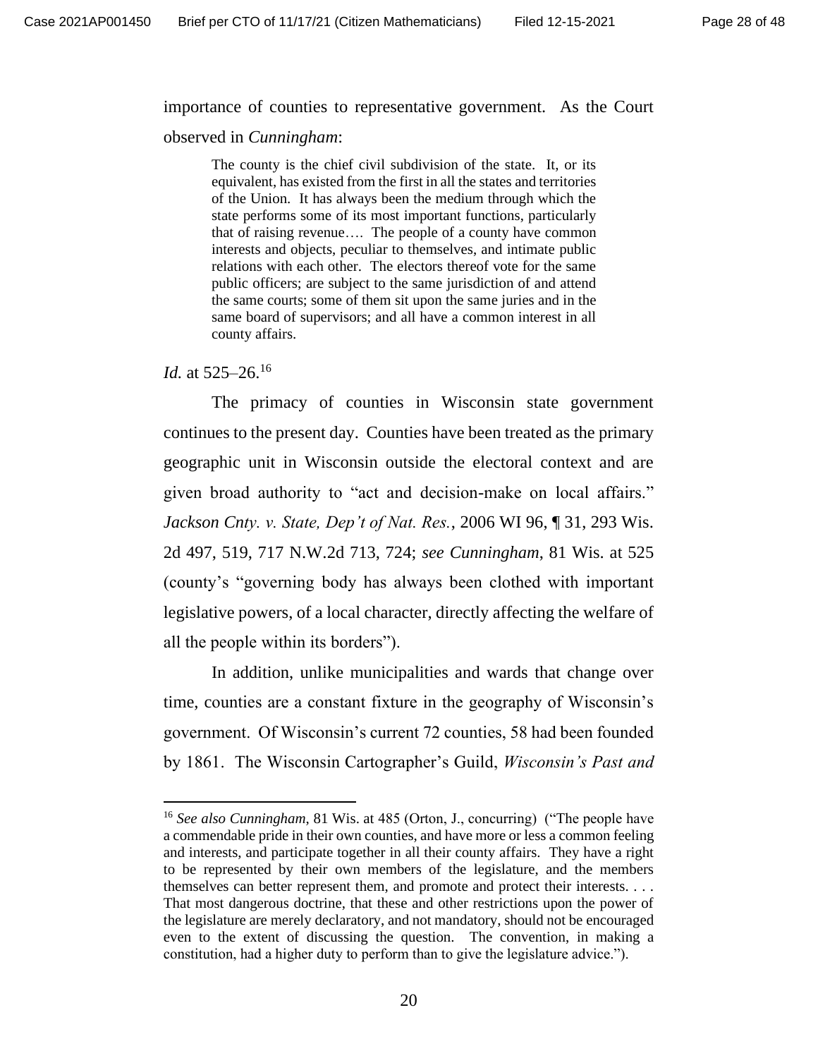importance of counties to representative government. As the Court observed in *Cunningham*:

> The county is the chief civil subdivision of the state. It, or its equivalent, has existed from the first in all the states and territories of the Union. It has always been the medium through which the state performs some of its most important functions, particularly that of raising revenue…. The people of a county have common interests and objects, peculiar to themselves, and intimate public relations with each other. The electors thereof vote for the same public officers; are subject to the same jurisdiction of and attend the same courts; some of them sit upon the same juries and in the same board of supervisors; and all have a common interest in all county affairs.

*Id.* at 525–26.[16]

The primacy of counties in Wisconsin state government continues to the present day. Counties have been treated as the primary geographic unit in Wisconsin outside the electoral context and are given broad authority to "act and decision-make on local affairs." *Jackson Cnty. v. State, Dep't of Nat. Res.*, 2006 WI 96, ¶ 31, 293 Wis. 2d 497, 519, 717 N.W.2d 713, 724; *see Cunningham*, 81 Wis. at 525 (county's "governing body has always been clothed with important legislative powers, of a local character, directly affecting the welfare of all the people within its borders").

In addition, unlike municipalities and wards that change over time, counties are a constant fixture in the geography of Wisconsin's government. Of Wisconsin's current 72 counties, 58 had been founded by 1861. The Wisconsin Cartographer's Guild, *Wisconsin's Past and*

---

[16] *See also Cunningham*, 81 Wis. at 485 (Orton, J., concurring) ("The people have a commendable pride in their own counties, and have more or less a common feeling and interests, and participate together in all their county affairs. They have a right to be represented by their own members of the legislature, and the members themselves can better represent them, and promote and protect their interests. . . . That most dangerous doctrine, that these and other restrictions upon the power of the legislature are merely declaratory, and not mandatory, should not be encouraged even to the extent of discussing the question. The convention, in making a constitution, had a higher duty to perform than to give the legislature advice.").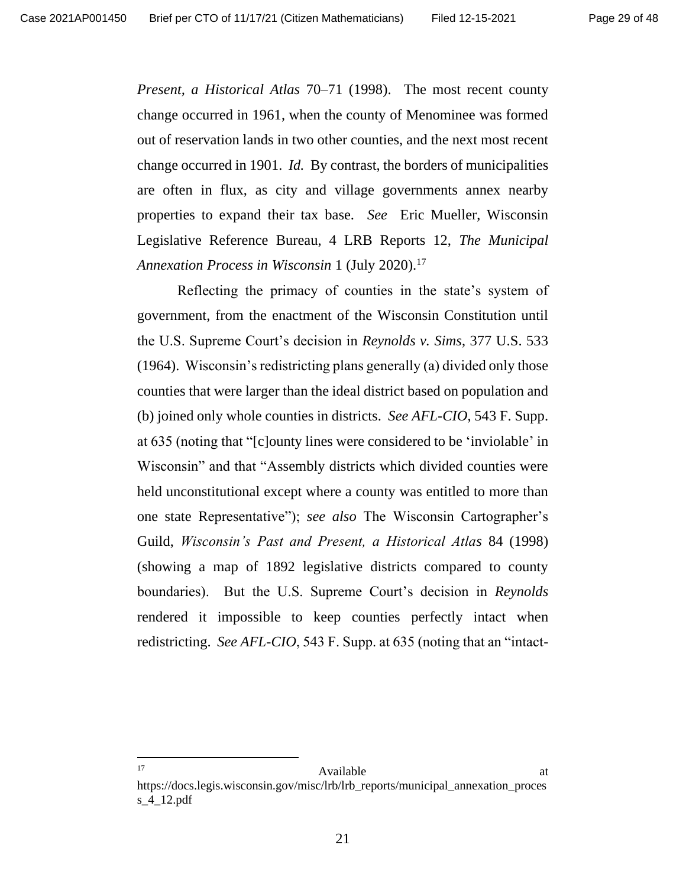*Present, a Historical Atlas* 70–71 (1998). The most recent county change occurred in 1961, when the county of Menominee was formed out of reservation lands in two other counties, and the next most recent change occurred in 1901. *Id.* By contrast, the borders of municipalities are often in flux, as city and village governments annex nearby properties to expand their tax base. *See* Eric Mueller, Wisconsin Legislative Reference Bureau, 4 LRB Reports 12, *The Municipal Annexation Process in Wisconsin* 1 (July 2020).[17]

Reflecting the primacy of counties in the state's system of government, from the enactment of the Wisconsin Constitution until the U.S. Supreme Court's decision in *Reynolds v. Sims*, 377 U.S. 533 (1964). Wisconsin's redistricting plans generally (a) divided only those counties that were larger than the ideal district based on population and (b) joined only whole counties in districts. *See AFL-CIO*, 543 F. Supp. at 635 (noting that "[c]ounty lines were considered to be 'inviolable' in Wisconsin" and that "Assembly districts which divided counties were held unconstitutional except where a county was entitled to more than one state Representative"); *see also* The Wisconsin Cartographer's Guild, *Wisconsin's Past and Present, a Historical Atlas* 84 (1998) (showing a map of 1892 legislative districts compared to county boundaries). But the U.S. Supreme Court's decision in *Reynolds* rendered it impossible to keep counties perfectly intact when redistricting. *See AFL-CIO*, 543 F. Supp. at 635 (noting that an "intact-

---

[17] Available at https://docs.legis.wisconsin.gov/misc/lrb/lrb_reports/municipal_annexation_process_4_12.pdf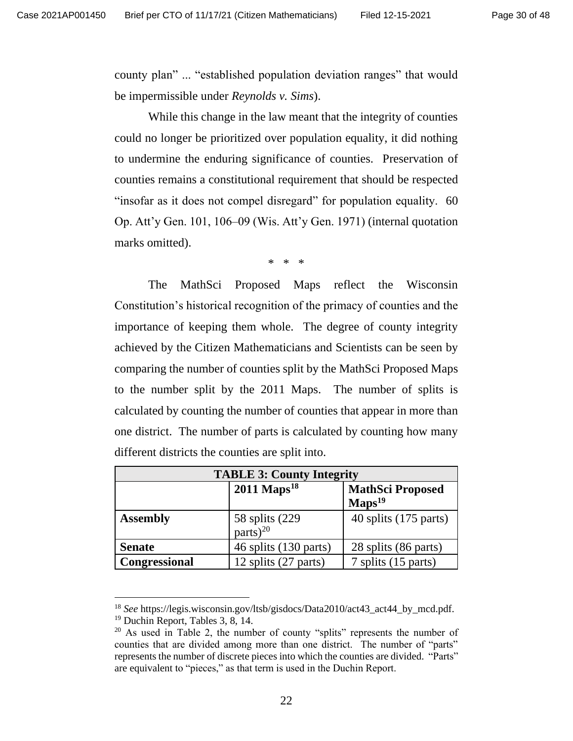county plan" ... "established population deviation ranges" that would be impermissible under *Reynolds v. Sims*).

While this change in the law meant that the integrity of counties could no longer be prioritized over population equality, it did nothing to undermine the enduring significance of counties. Preservation of counties remains a constitutional requirement that should be respected "insofar as it does not compel disregard" for population equality. 60 Op. Att'y Gen. 101, 106–09 (Wis. Att'y Gen. 1971) (internal quotation marks omitted).

\* \* \*

The MathSci Proposed Maps reflect the Wisconsin Constitution's historical recognition of the primacy of counties and the importance of keeping them whole. The degree of county integrity achieved by the Citizen Mathematicians and Scientists can be seen by comparing the number of counties split by the MathSci Proposed Maps to the number split by the 2011 Maps. The number of splits is calculated by counting the number of counties that appear in more than one district. The number of parts is calculated by counting how many different districts the counties are split into.

| TABLE 3: County Integrity | | |
|---|---|---|
| | **2011 Maps**[18] | **MathSci Proposed Maps**[19] |
| **Assembly** | 58 splits (229 parts)[20] | 40 splits (175 parts) |
| **Senate** | 46 splits (130 parts) | 28 splits (86 parts) |
| **Congressional** | 12 splits (27 parts) | 7 splits (15 parts) |

[18] *See* https://legis.wisconsin.gov/ltsb/gisdocs/Data2010/act43_act44_by_mcd.pdf.

[19] Duchin Report, Tables 3, 8, 14.

[20] As used in Table 2, the number of county "splits" represents the number of counties that are divided among more than one district. The number of "parts" represents the number of discrete pieces into which the counties are divided. "Parts" are equivalent to "pieces," as that term is used in the Duchin Report.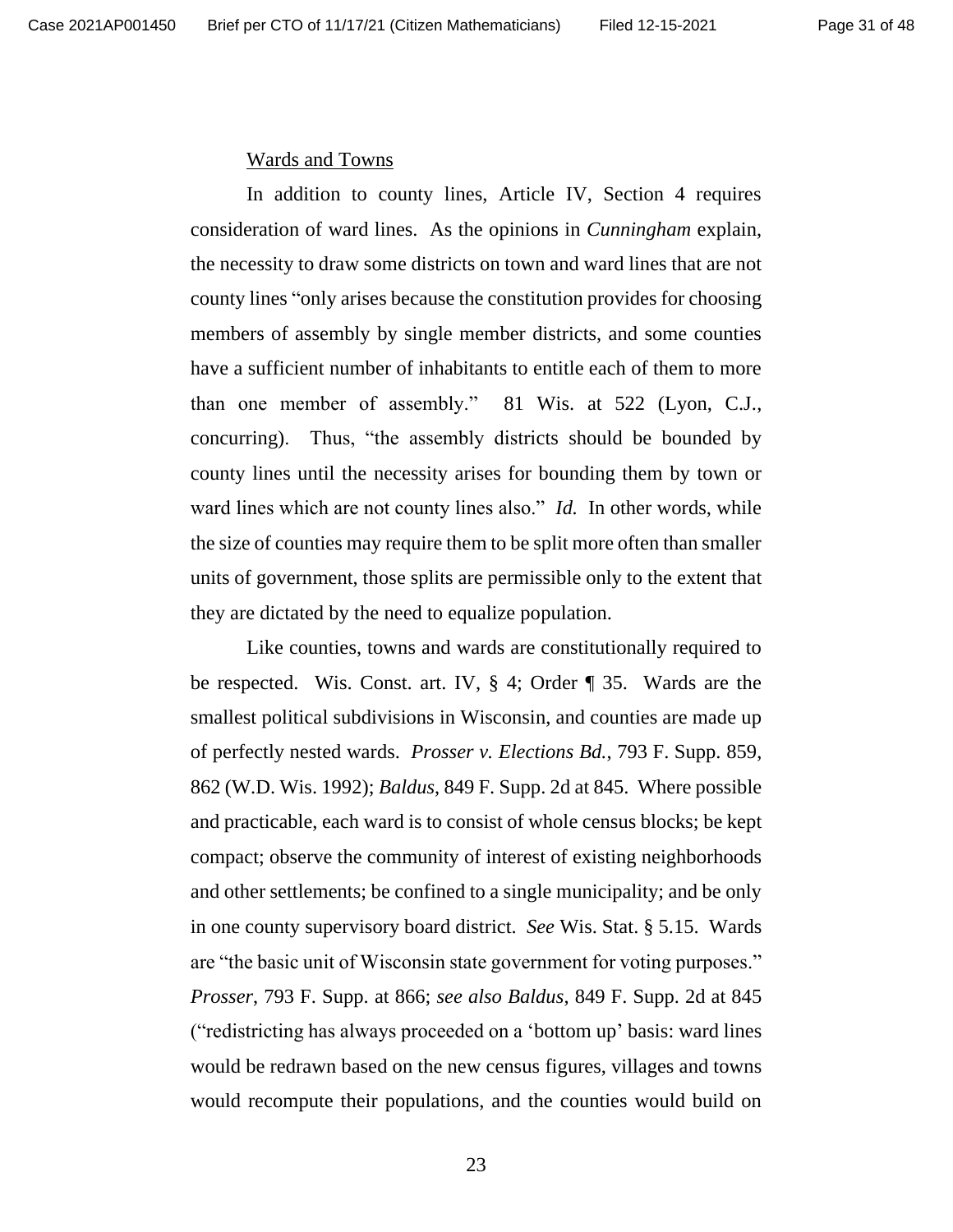<u>Wards and Towns</u>

In addition to county lines, Article IV, Section 4 requires consideration of ward lines. As the opinions in *Cunningham* explain, the necessity to draw some districts on town and ward lines that are not county lines "only arises because the constitution provides for choosing members of assembly by single member districts, and some counties have a sufficient number of inhabitants to entitle each of them to more than one member of assembly." 81 Wis. at 522 (Lyon, C.J., concurring). Thus, "the assembly districts should be bounded by county lines until the necessity arises for bounding them by town or ward lines which are not county lines also." *Id.* In other words, while the size of counties may require them to be split more often than smaller units of government, those splits are permissible only to the extent that they are dictated by the need to equalize population.

Like counties, towns and wards are constitutionally required to be respected. Wis. Const. art. IV, § 4; Order ¶ 35. Wards are the smallest political subdivisions in Wisconsin, and counties are made up of perfectly nested wards. *Prosser v. Elections Bd.*, 793 F. Supp. 859, 862 (W.D. Wis. 1992); *Baldus*, 849 F. Supp. 2d at 845. Where possible and practicable, each ward is to consist of whole census blocks; be kept compact; observe the community of interest of existing neighborhoods and other settlements; be confined to a single municipality; and be only in one county supervisory board district. *See* Wis. Stat. § 5.15. Wards are "the basic unit of Wisconsin state government for voting purposes." *Prosser*, 793 F. Supp. at 866; *see also Baldus*, 849 F. Supp. 2d at 845 ("redistricting has always proceeded on a 'bottom up' basis: ward lines would be redrawn based on the new census figures, villages and towns would recompute their populations, and the counties would build on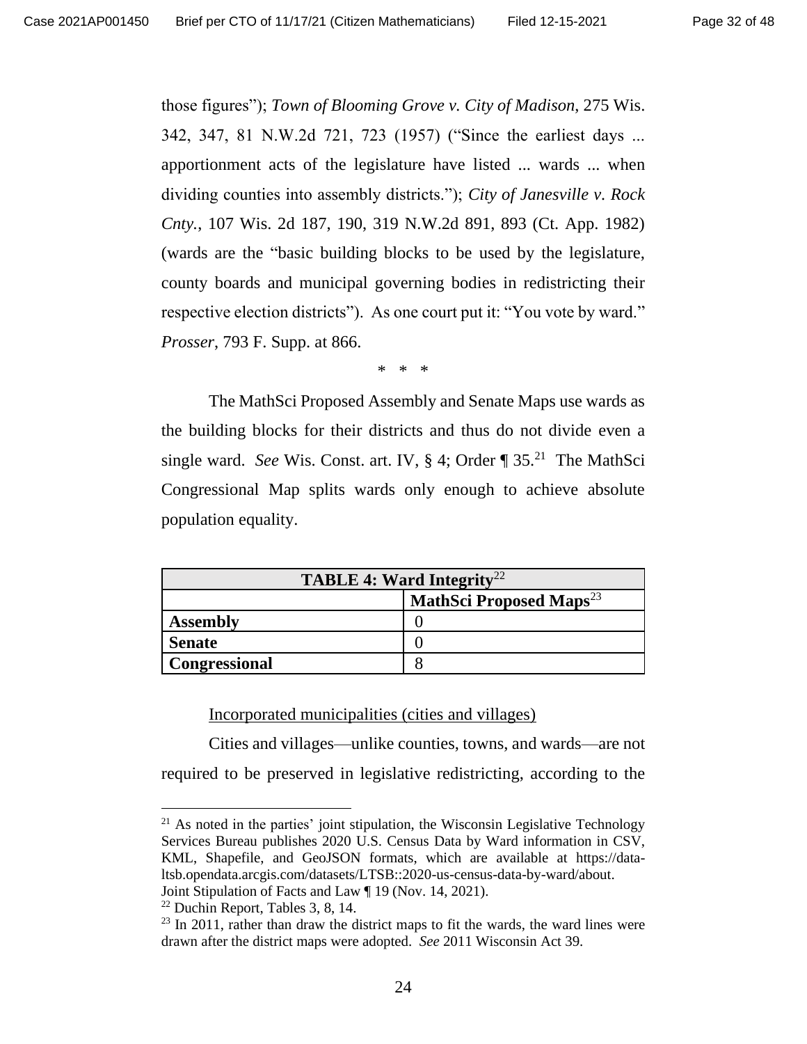those figures"); *Town of Blooming Grove v. City of Madison*, 275 Wis. 342, 347, 81 N.W.2d 721, 723 (1957) ("Since the earliest days ... apportionment acts of the legislature have listed ... wards ... when dividing counties into assembly districts."); *City of Janesville v. Rock Cnty.*, 107 Wis. 2d 187, 190, 319 N.W.2d 891, 893 (Ct. App. 1982) (wards are the "basic building blocks to be used by the legislature, county boards and municipal governing bodies in redistricting their respective election districts"). As one court put it: "You vote by ward." *Prosser*, 793 F. Supp. at 866.

\* \* \*

The MathSci Proposed Assembly and Senate Maps use wards as the building blocks for their districts and thus do not divide even a single ward. *See* Wis. Const. art. IV, § 4; Order ¶ 35.[21] The MathSci Congressional Map splits wards only enough to achieve absolute population equality.

| **TABLE 4: Ward Integrity**[22] | |
|---|---|
| | **MathSci Proposed Maps**[23] |
| **Assembly** | 0 |
| **Senate** | 0 |
| **Congressional** | 8 |

<u>Incorporated municipalities (cities and villages)</u>

Cities and villages—unlike counties, towns, and wards—are not required to be preserved in legislative redistricting, according to the

[21] As noted in the parties' joint stipulation, the Wisconsin Legislative Technology Services Bureau publishes 2020 U.S. Census Data by Ward information in CSV, KML, Shapefile, and GeoJSON formats, which are available at https://data-ltsb.opendata.arcgis.com/datasets/LTSB::2020-us-census-data-by-ward/about. Joint Stipulation of Facts and Law ¶ 19 (Nov. 14, 2021).

[22] Duchin Report, Tables 3, 8, 14.

[23] In 2011, rather than draw the district maps to fit the wards, the ward lines were drawn after the district maps were adopted. *See* 2011 Wisconsin Act 39.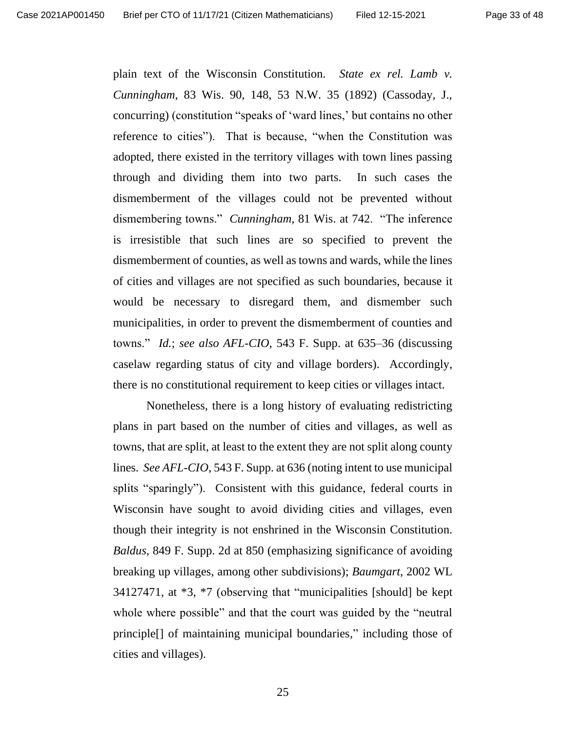plain text of the Wisconsin Constitution. *State ex rel. Lamb v. Cunningham*, 83 Wis. 90, 148, 53 N.W. 35 (1892) (Cassoday, J., concurring) (constitution "speaks of 'ward lines,' but contains no other reference to cities"). That is because, "when the Constitution was adopted, there existed in the territory villages with town lines passing through and dividing them into two parts. In such cases the dismemberment of the villages could not be prevented without dismembering towns." *Cunningham*, 81 Wis. at 742. "The inference is irresistible that such lines are so specified to prevent the dismemberment of counties, as well as towns and wards, while the lines of cities and villages are not specified as such boundaries, because it would be necessary to disregard them, and dismember such municipalities, in order to prevent the dismemberment of counties and towns." *Id.*; *see also AFL-CIO*, 543 F. Supp. at 635–36 (discussing caselaw regarding status of city and village borders). Accordingly, there is no constitutional requirement to keep cities or villages intact.

Nonetheless, there is a long history of evaluating redistricting plans in part based on the number of cities and villages, as well as towns, that are split, at least to the extent they are not split along county lines. *See AFL-CIO*, 543 F. Supp. at 636 (noting intent to use municipal splits "sparingly"). Consistent with this guidance, federal courts in Wisconsin have sought to avoid dividing cities and villages, even though their integrity is not enshrined in the Wisconsin Constitution. *Baldus*, 849 F. Supp. 2d at 850 (emphasizing significance of avoiding breaking up villages, among other subdivisions); *Baumgart*, 2002 WL 34127471, at \*3, \*7 (observing that "municipalities [should] be kept whole where possible" and that the court was guided by the "neutral principle[] of maintaining municipal boundaries," including those of cities and villages).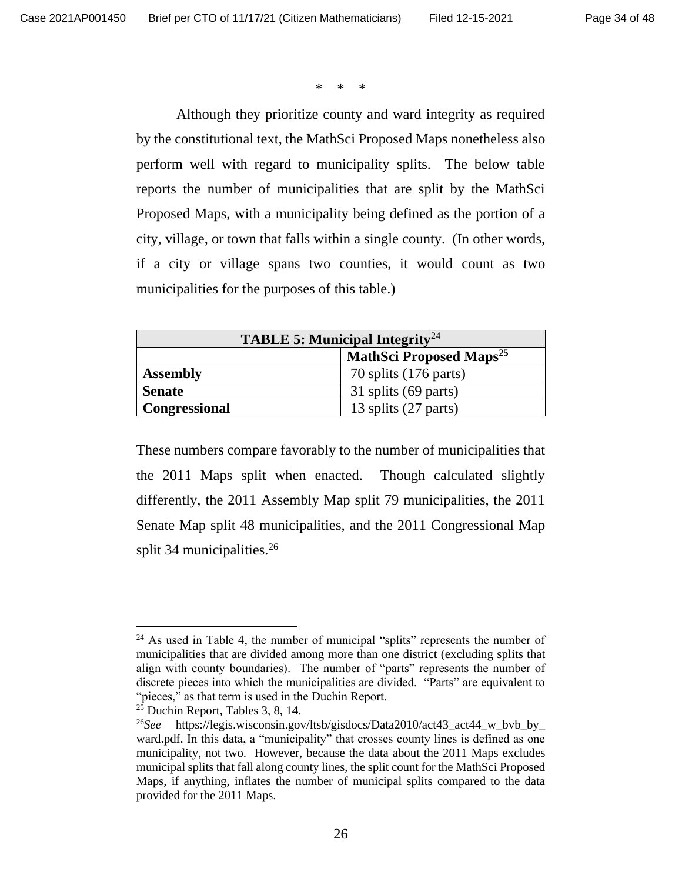\* \* \*

Although they prioritize county and ward integrity as required by the constitutional text, the MathSci Proposed Maps nonetheless also perform well with regard to municipality splits. The below table reports the number of municipalities that are split by the MathSci Proposed Maps, with a municipality being defined as the portion of a city, village, or town that falls within a single county. (In other words, if a city or village spans two counties, it would count as two municipalities for the purposes of this table.)

| **TABLE 5: Municipal Integrity**[24] | |
|---|---|
| | **MathSci Proposed Maps**[25] |
| **Assembly** | 70 splits (176 parts) |
| **Senate** | 31 splits (69 parts) |
| **Congressional** | 13 splits (27 parts) |

These numbers compare favorably to the number of municipalities that the 2011 Maps split when enacted. Though calculated slightly differently, the 2011 Assembly Map split 79 municipalities, the 2011 Senate Map split 48 municipalities, and the 2011 Congressional Map split 34 municipalities.[26]

---

[24] As used in Table 4, the number of municipal "splits" represents the number of municipalities that are divided among more than one district (excluding splits that align with county boundaries). The number of "parts" represents the number of discrete pieces into which the municipalities are divided. "Parts" are equivalent to "pieces," as that term is used in the Duchin Report.

[25] Duchin Report, Tables 3, 8, 14.

[26] *See* https://legis.wisconsin.gov/ltsb/gisdocs/Data2010/act43_act44_w_bvb_by_ward.pdf. In this data, a "municipality" that crosses county lines is defined as one municipality, not two. However, because the data about the 2011 Maps excludes municipal splits that fall along county lines, the split count for the MathSci Proposed Maps, if anything, inflates the number of municipal splits compared to the data provided for the 2011 Maps.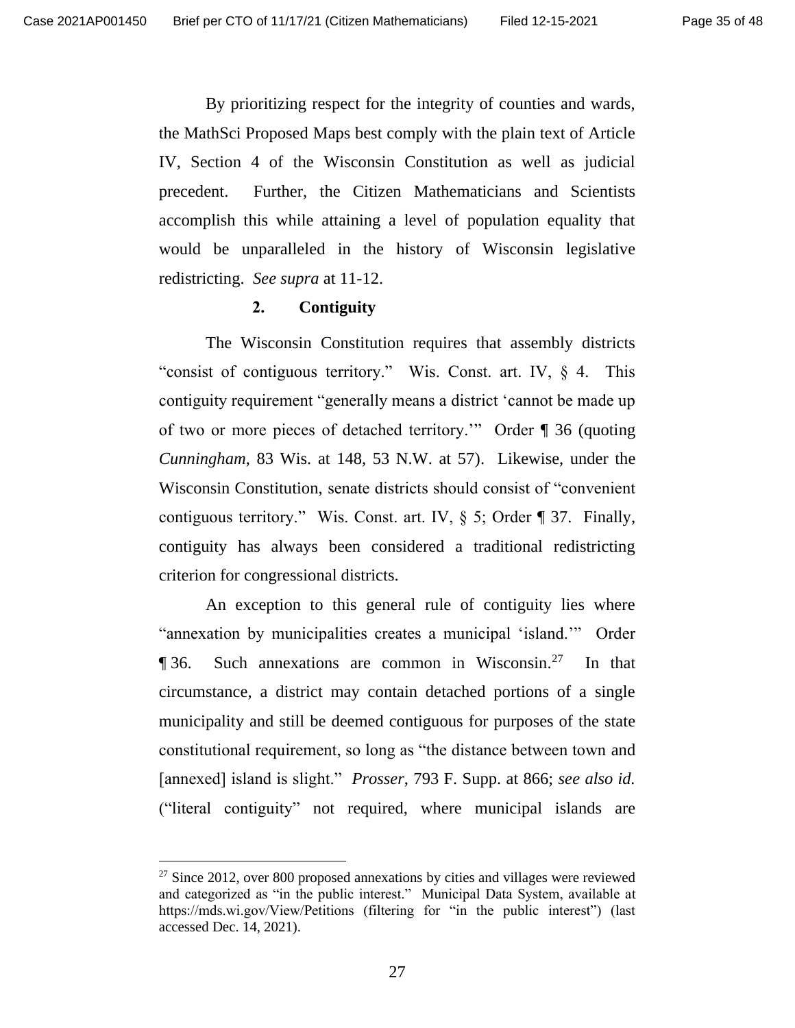By prioritizing respect for the integrity of counties and wards, the MathSci Proposed Maps best comply with the plain text of Article IV, Section 4 of the Wisconsin Constitution as well as judicial precedent. Further, the Citizen Mathematicians and Scientists accomplish this while attaining a level of population equality that would be unparalleled in the history of Wisconsin legislative redistricting. *See supra* at 11-12.

### 2. Contiguity

The Wisconsin Constitution requires that assembly districts "consist of contiguous territory." Wis. Const. art. IV, § 4. This contiguity requirement "generally means a district 'cannot be made up of two or more pieces of detached territory.'" Order ¶ 36 (quoting *Cunningham*, 83 Wis. at 148, 53 N.W. at 57). Likewise, under the Wisconsin Constitution, senate districts should consist of "convenient contiguous territory." Wis. Const. art. IV, § 5; Order ¶ 37. Finally, contiguity has always been considered a traditional redistricting criterion for congressional districts.

An exception to this general rule of contiguity lies where "annexation by municipalities creates a municipal 'island.'" Order ¶ 36. Such annexations are common in Wisconsin.[27] In that circumstance, a district may contain detached portions of a single municipality and still be deemed contiguous for purposes of the state constitutional requirement, so long as "the distance between town and [annexed] island is slight." *Prosser*, 793 F. Supp. at 866; *see also id.* ("literal contiguity" not required, where municipal islands are

---

[27] Since 2012, over 800 proposed annexations by cities and villages were reviewed and categorized as "in the public interest." Municipal Data System, available at https://mds.wi.gov/View/Petitions (filtering for "in the public interest") (last accessed Dec. 14, 2021).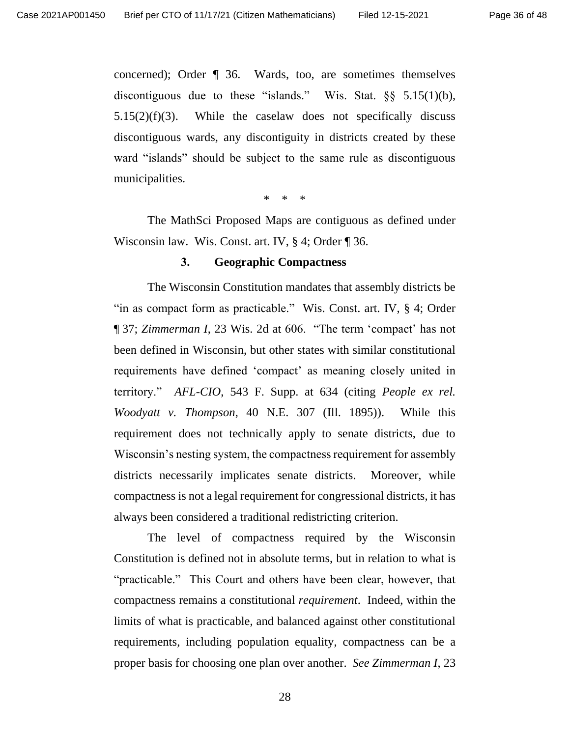concerned); Order ¶ 36. Wards, too, are sometimes themselves discontiguous due to these "islands." Wis. Stat. §§ 5.15(1)(b), 5.15(2)(f)(3). While the caselaw does not specifically discuss discontiguous wards, any discontiguity in districts created by these ward "islands" should be subject to the same rule as discontiguous municipalities.

\* \* \*

The MathSci Proposed Maps are contiguous as defined under Wisconsin law. Wis. Const. art. IV, § 4; Order ¶ 36.

### 3. Geographic Compactness

The Wisconsin Constitution mandates that assembly districts be "in as compact form as practicable." Wis. Const. art. IV, § 4; Order ¶ 37; *Zimmerman I*, 23 Wis. 2d at 606. "The term 'compact' has not been defined in Wisconsin, but other states with similar constitutional requirements have defined 'compact' as meaning closely united in territory." *AFL-CIO*, 543 F. Supp. at 634 (citing *People ex rel. Woodyatt v. Thompson*, 40 N.E. 307 (Ill. 1895)). While this requirement does not technically apply to senate districts, due to Wisconsin's nesting system, the compactness requirement for assembly districts necessarily implicates senate districts. Moreover, while compactness is not a legal requirement for congressional districts, it has always been considered a traditional redistricting criterion.

The level of compactness required by the Wisconsin Constitution is defined not in absolute terms, but in relation to what is "practicable." This Court and others have been clear, however, that compactness remains a constitutional *requirement*. Indeed, within the limits of what is practicable, and balanced against other constitutional requirements, including population equality, compactness can be a proper basis for choosing one plan over another. *See Zimmerman I*, 23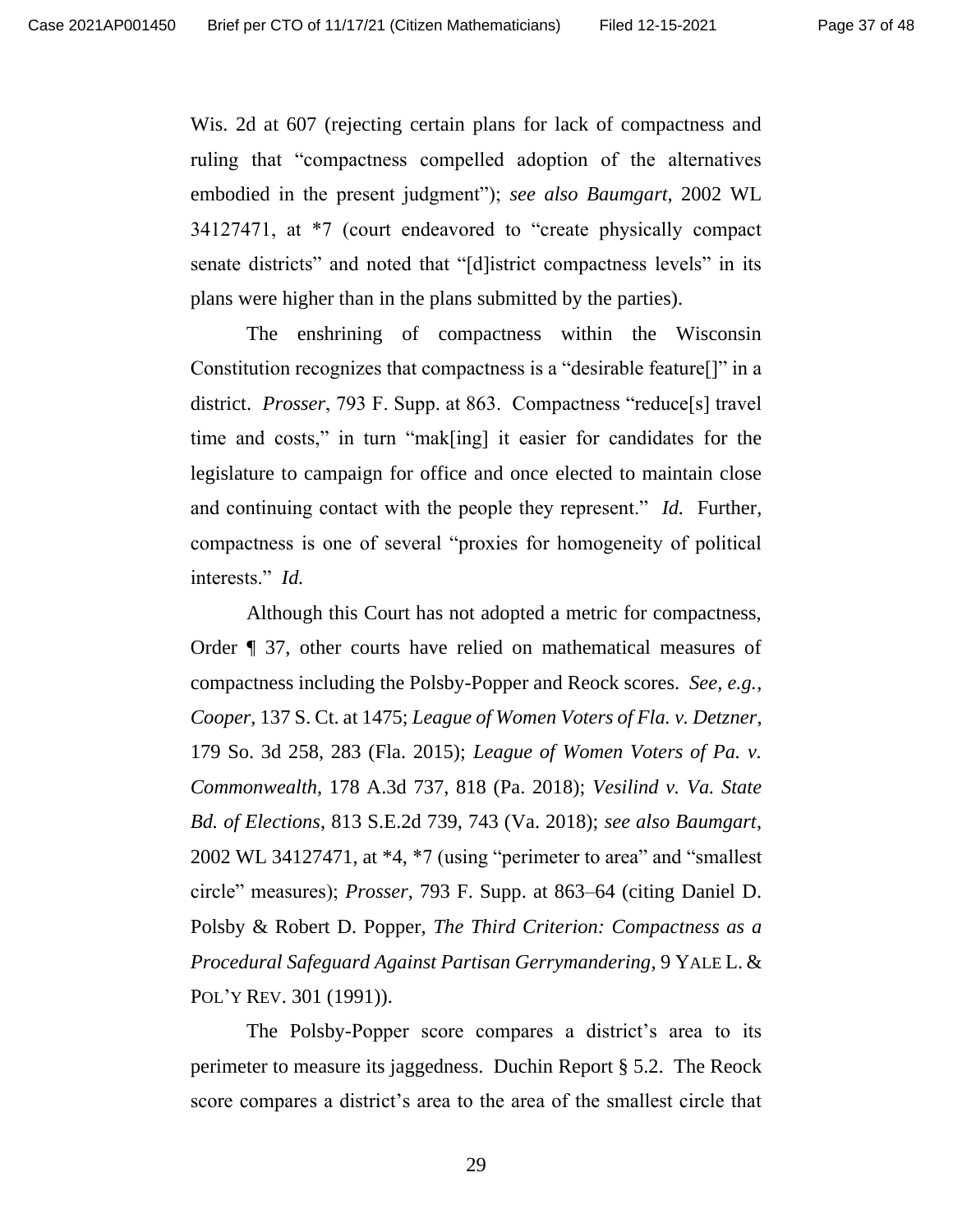Wis. 2d at 607 (rejecting certain plans for lack of compactness and ruling that "compactness compelled adoption of the alternatives embodied in the present judgment"); *see also Baumgart*, 2002 WL 34127471, at *7 (court endeavored to "create physically compact senate districts" and noted that "[d]istrict compactness levels" in its plans were higher than in the plans submitted by the parties).

The enshrining of compactness within the Wisconsin Constitution recognizes that compactness is a "desirable feature[]" in a district. *Prosser*, 793 F. Supp. at 863. Compactness "reduce[s] travel time and costs," in turn "mak[ing] it easier for candidates for the legislature to campaign for office and once elected to maintain close and continuing contact with the people they represent." *Id.* Further, compactness is one of several "proxies for homogeneity of political interests." *Id.*

Although this Court has not adopted a metric for compactness, Order ¶ 37, other courts have relied on mathematical measures of compactness including the Polsby-Popper and Reock scores. *See, e.g.*, *Cooper*, 137 S. Ct. at 1475; *League of Women Voters of Fla. v. Detzner*, 179 So. 3d 258, 283 (Fla. 2015); *League of Women Voters of Pa. v. Commonwealth*, 178 A.3d 737, 818 (Pa. 2018); *Vesilind v. Va. State Bd. of Elections*, 813 S.E.2d 739, 743 (Va. 2018); *see also Baumgart*, 2002 WL 34127471, at *4, *7 (using "perimeter to area" and "smallest circle" measures); *Prosser*, 793 F. Supp. at 863–64 (citing Daniel D. Polsby & Robert D. Popper, *The Third Criterion: Compactness as a Procedural Safeguard Against Partisan Gerrymandering*, 9 YALE L. & POL'Y REV. 301 (1991)).

The Polsby-Popper score compares a district's area to its perimeter to measure its jaggedness. Duchin Report § 5.2. The Reock score compares a district's area to the area of the smallest circle that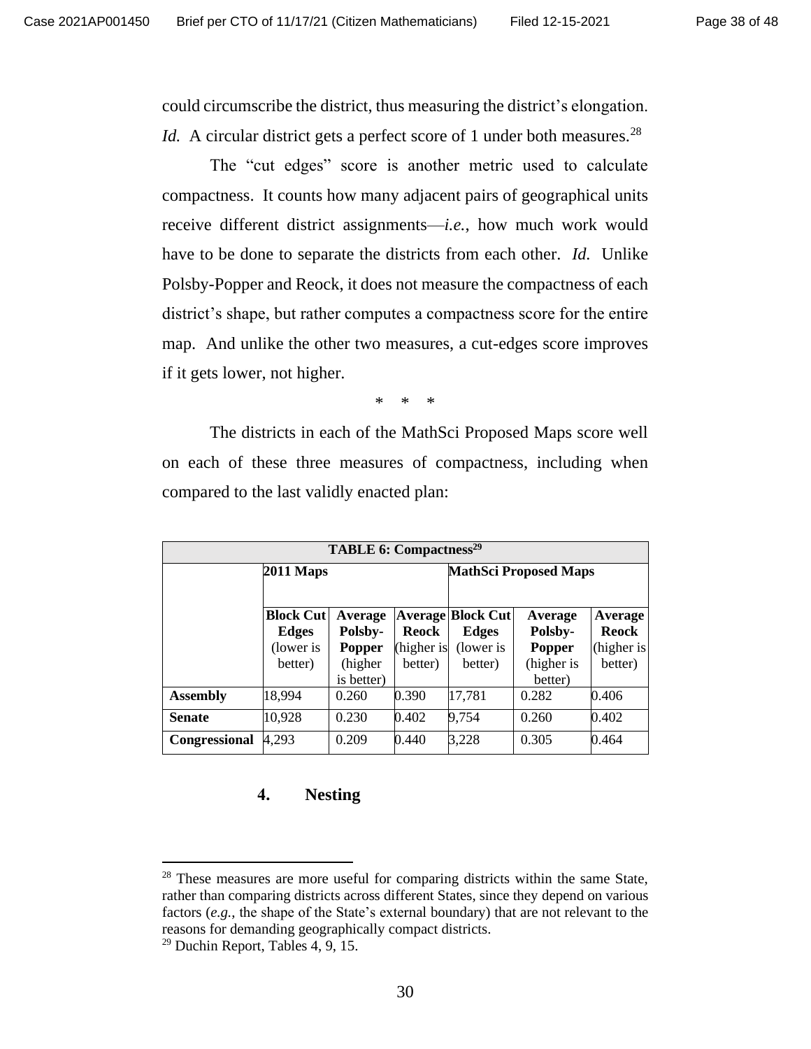could circumscribe the district, thus measuring the district's elongation. *Id.* A circular district gets a perfect score of 1 under both measures.[28]

The "cut edges" score is another metric used to calculate compactness. It counts how many adjacent pairs of geographical units receive different district assignments—*i.e.*, how much work would have to be done to separate the districts from each other. *Id.* Unlike Polsby-Popper and Reock, it does not measure the compactness of each district's shape, but rather computes a compactness score for the entire map. And unlike the other two measures, a cut-edges score improves if it gets lower, not higher.

\* \* \*

The districts in each of the MathSci Proposed Maps score well on each of these three measures of compactness, including when compared to the last validly enacted plan:

**TABLE 6: Compactness[29]**

| | **2011 Maps** | | | **MathSci Proposed Maps** | | |
|---|---|---|---|---|---|---|
| | **Block Cut Edges** (lower is better) | **Average Polsby-Popper** (higher is better) | **Average Reock** (higher is better) | **Block Cut Edges** (lower is better) | **Average Polsby-Popper** (higher is better) | **Average Reock** (higher is better) |
| **Assembly** | 18,994 | 0.260 | 0.390 | 17,781 | 0.282 | 0.406 |
| **Senate** | 10,928 | 0.230 | 0.402 | 9,754 | 0.260 | 0.402 |
| **Congressional** | 4,293 | 0.209 | 0.440 | 3,228 | 0.305 | 0.464 |

### 4. Nesting

---

[28] These measures are more useful for comparing districts within the same State, rather than comparing districts across different States, since they depend on various factors (*e.g.*, the shape of the State's external boundary) that are not relevant to the reasons for demanding geographically compact districts.

[29] Duchin Report, Tables 4, 9, 15.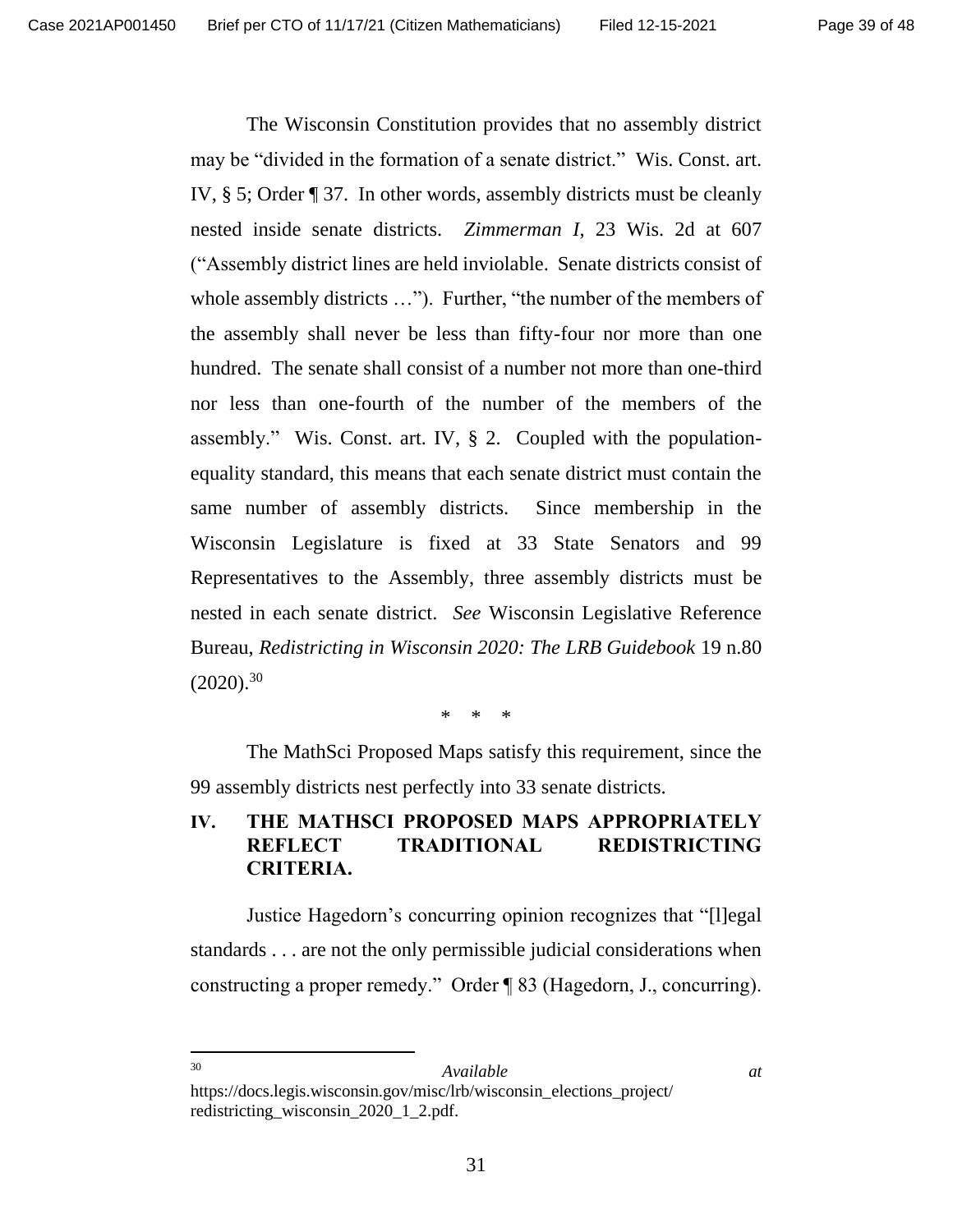The Wisconsin Constitution provides that no assembly district may be "divided in the formation of a senate district." Wis. Const. art. IV, § 5; Order ¶ 37. In other words, assembly districts must be cleanly nested inside senate districts. *Zimmerman I*, 23 Wis. 2d at 607 ("Assembly district lines are held inviolable. Senate districts consist of whole assembly districts …"). Further, "the number of the members of the assembly shall never be less than fifty-four nor more than one hundred. The senate shall consist of a number not more than one-third nor less than one-fourth of the number of the members of the assembly." Wis. Const. art. IV, § 2. Coupled with the population-equality standard, this means that each senate district must contain the same number of assembly districts. Since membership in the Wisconsin Legislature is fixed at 33 State Senators and 99 Representatives to the Assembly, three assembly districts must be nested in each senate district. *See* Wisconsin Legislative Reference Bureau, *Redistricting in Wisconsin 2020: The LRB Guidebook* 19 n.80 (2020).[30]

\* \* \*

The MathSci Proposed Maps satisfy this requirement, since the 99 assembly districts nest perfectly into 33 senate districts.

## IV. THE MATHSCI PROPOSED MAPS APPROPRIATELY REFLECT TRADITIONAL REDISTRICTING CRITERIA.

Justice Hagedorn's concurring opinion recognizes that "[l]egal standards . . . are not the only permissible judicial considerations when constructing a proper remedy." Order ¶ 83 (Hagedorn, J., concurring).

---

[30] *Available at* https://docs.legis.wisconsin.gov/misc/lrb/wisconsin_elections_project/redistricting_wisconsin_2020_1_2.pdf.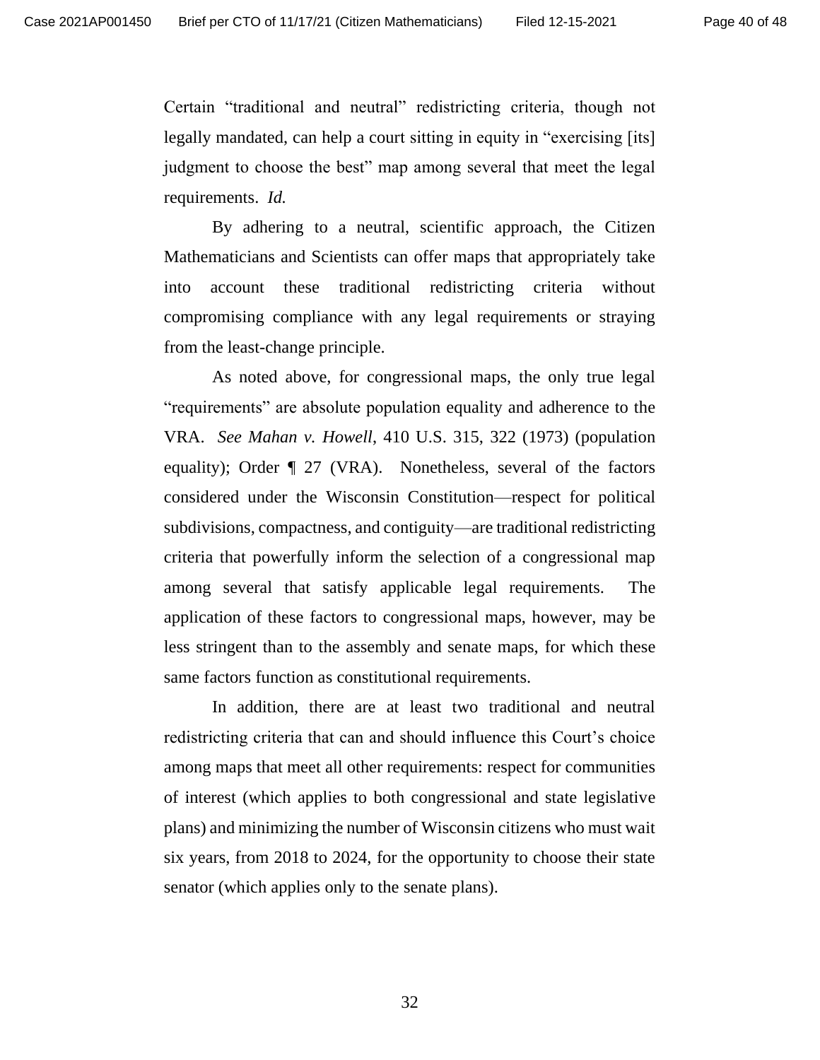Certain "traditional and neutral" redistricting criteria, though not legally mandated, can help a court sitting in equity in "exercising [its] judgment to choose the best" map among several that meet the legal requirements. *Id.*

By adhering to a neutral, scientific approach, the Citizen Mathematicians and Scientists can offer maps that appropriately take into account these traditional redistricting criteria without compromising compliance with any legal requirements or straying from the least-change principle.

As noted above, for congressional maps, the only true legal "requirements" are absolute population equality and adherence to the VRA. *See Mahan v. Howell*, 410 U.S. 315, 322 (1973) (population equality); Order ¶ 27 (VRA). Nonetheless, several of the factors considered under the Wisconsin Constitution—respect for political subdivisions, compactness, and contiguity—are traditional redistricting criteria that powerfully inform the selection of a congressional map among several that satisfy applicable legal requirements. The application of these factors to congressional maps, however, may be less stringent than to the assembly and senate maps, for which these same factors function as constitutional requirements.

In addition, there are at least two traditional and neutral redistricting criteria that can and should influence this Court's choice among maps that meet all other requirements: respect for communities of interest (which applies to both congressional and state legislative plans) and minimizing the number of Wisconsin citizens who must wait six years, from 2018 to 2024, for the opportunity to choose their state senator (which applies only to the senate plans).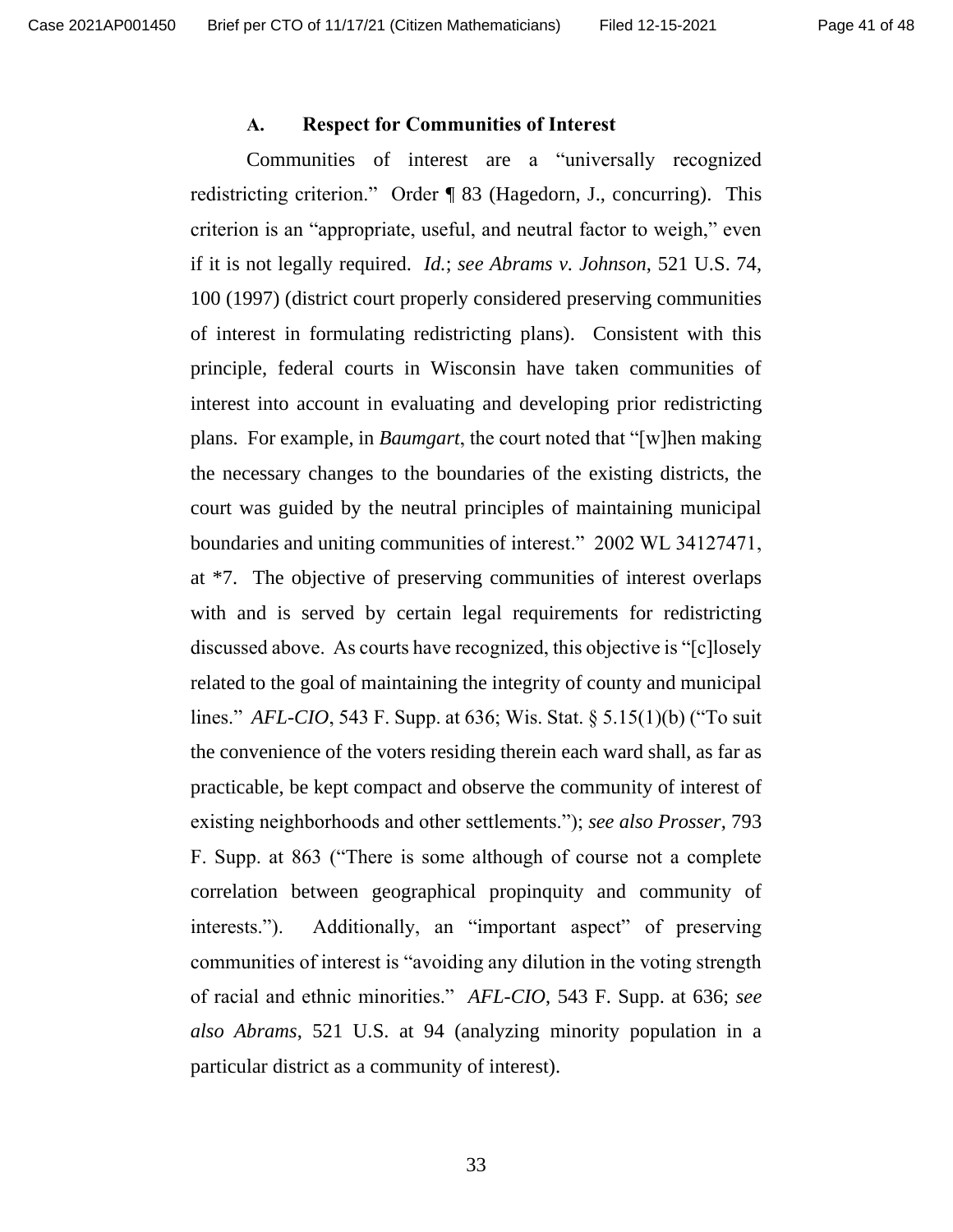### A. Respect for Communities of Interest

Communities of interest are a "universally recognized redistricting criterion." Order ¶ 83 (Hagedorn, J., concurring). This criterion is an "appropriate, useful, and neutral factor to weigh," even if it is not legally required. *Id.*; *see Abrams v. Johnson*, 521 U.S. 74, 100 (1997) (district court properly considered preserving communities of interest in formulating redistricting plans). Consistent with this principle, federal courts in Wisconsin have taken communities of interest into account in evaluating and developing prior redistricting plans. For example, in *Baumgart*, the court noted that "[w]hen making the necessary changes to the boundaries of the existing districts, the court was guided by the neutral principles of maintaining municipal boundaries and uniting communities of interest." 2002 WL 34127471, at *7. The objective of preserving communities of interest overlaps with and is served by certain legal requirements for redistricting discussed above. As courts have recognized, this objective is "[c]losely related to the goal of maintaining the integrity of county and municipal lines." *AFL-CIO*, 543 F. Supp. at 636; Wis. Stat. § 5.15(1)(b) ("To suit the convenience of the voters residing therein each ward shall, as far as practicable, be kept compact and observe the community of interest of existing neighborhoods and other settlements."); *see also Prosser*, 793 F. Supp. at 863 ("There is some although of course not a complete correlation between geographical propinquity and community of interests."). Additionally, an "important aspect" of preserving communities of interest is "avoiding any dilution in the voting strength of racial and ethnic minorities." *AFL-CIO*, 543 F. Supp. at 636; *see also Abrams*, 521 U.S. at 94 (analyzing minority population in a particular district as a community of interest).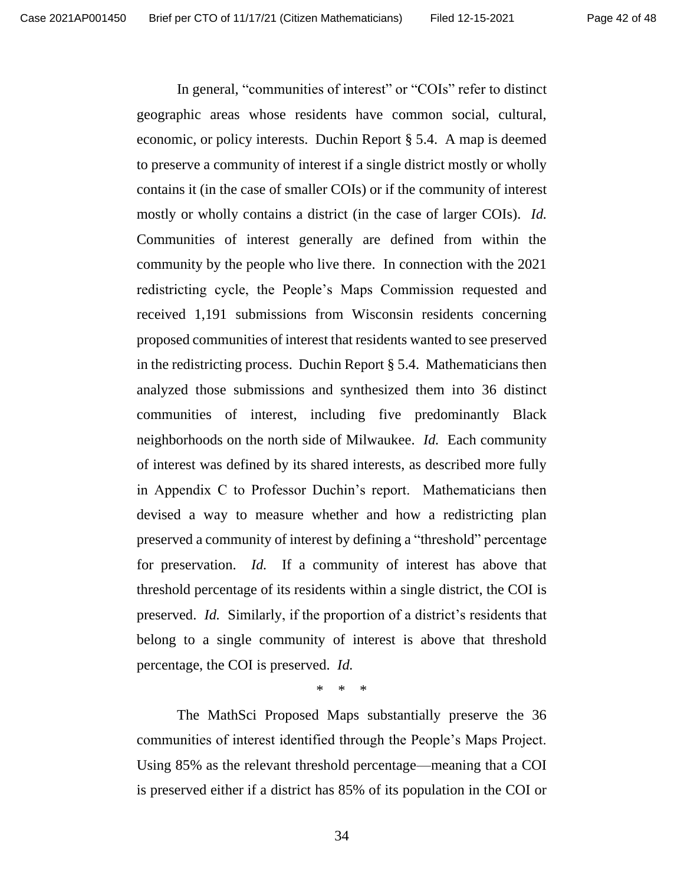In general, "communities of interest" or "COIs" refer to distinct geographic areas whose residents have common social, cultural, economic, or policy interests. Duchin Report § 5.4. A map is deemed to preserve a community of interest if a single district mostly or wholly contains it (in the case of smaller COIs) or if the community of interest mostly or wholly contains a district (in the case of larger COIs). *Id.* Communities of interest generally are defined from within the community by the people who live there. In connection with the 2021 redistricting cycle, the People's Maps Commission requested and received 1,191 submissions from Wisconsin residents concerning proposed communities of interest that residents wanted to see preserved in the redistricting process. Duchin Report § 5.4. Mathematicians then analyzed those submissions and synthesized them into 36 distinct communities of interest, including five predominantly Black neighborhoods on the north side of Milwaukee. *Id.* Each community of interest was defined by its shared interests, as described more fully in Appendix C to Professor Duchin's report. Mathematicians then devised a way to measure whether and how a redistricting plan preserved a community of interest by defining a "threshold" percentage for preservation. *Id.* If a community of interest has above that threshold percentage of its residents within a single district, the COI is preserved. *Id.* Similarly, if the proportion of a district's residents that belong to a single community of interest is above that threshold percentage, the COI is preserved. *Id.*

\* \* \*

The MathSci Proposed Maps substantially preserve the 36 communities of interest identified through the People's Maps Project. Using 85% as the relevant threshold percentage—meaning that a COI is preserved either if a district has 85% of its population in the COI or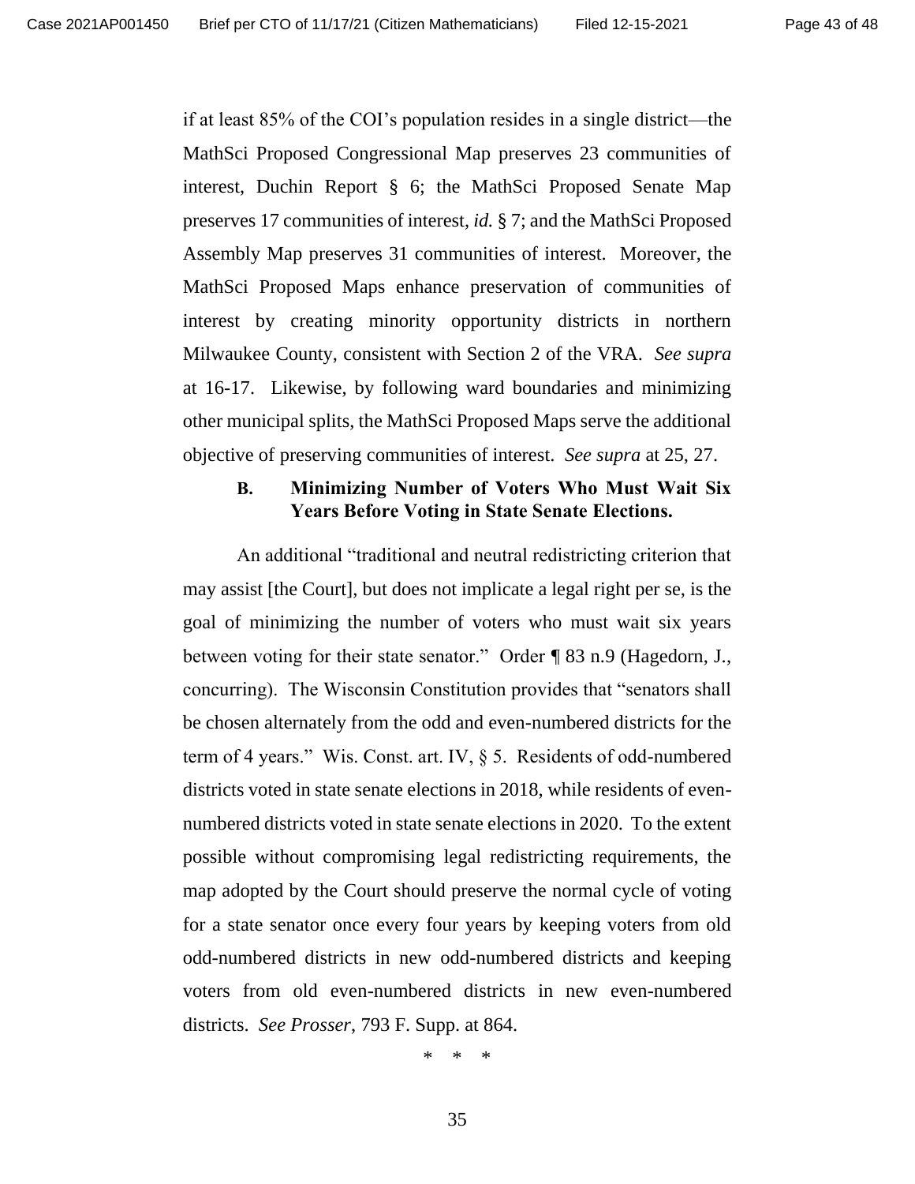if at least 85% of the COI's population resides in a single district—the MathSci Proposed Congressional Map preserves 23 communities of interest, Duchin Report § 6; the MathSci Proposed Senate Map preserves 17 communities of interest, *id.* § 7; and the MathSci Proposed Assembly Map preserves 31 communities of interest. Moreover, the MathSci Proposed Maps enhance preservation of communities of interest by creating minority opportunity districts in northern Milwaukee County, consistent with Section 2 of the VRA. *See supra* at 16-17. Likewise, by following ward boundaries and minimizing other municipal splits, the MathSci Proposed Maps serve the additional objective of preserving communities of interest. *See supra* at 25, 27.

### B. Minimizing Number of Voters Who Must Wait Six Years Before Voting in State Senate Elections.

An additional "traditional and neutral redistricting criterion that may assist [the Court], but does not implicate a legal right per se, is the goal of minimizing the number of voters who must wait six years between voting for their state senator." Order ¶ 83 n.9 (Hagedorn, J., concurring). The Wisconsin Constitution provides that "senators shall be chosen alternately from the odd and even-numbered districts for the term of 4 years." Wis. Const. art. IV, § 5. Residents of odd-numbered districts voted in state senate elections in 2018, while residents of even-numbered districts voted in state senate elections in 2020. To the extent possible without compromising legal redistricting requirements, the map adopted by the Court should preserve the normal cycle of voting for a state senator once every four years by keeping voters from old odd-numbered districts in new odd-numbered districts and keeping voters from old even-numbered districts in new even-numbered districts. *See Prosser*, 793 F. Supp. at 864.

\* \* \*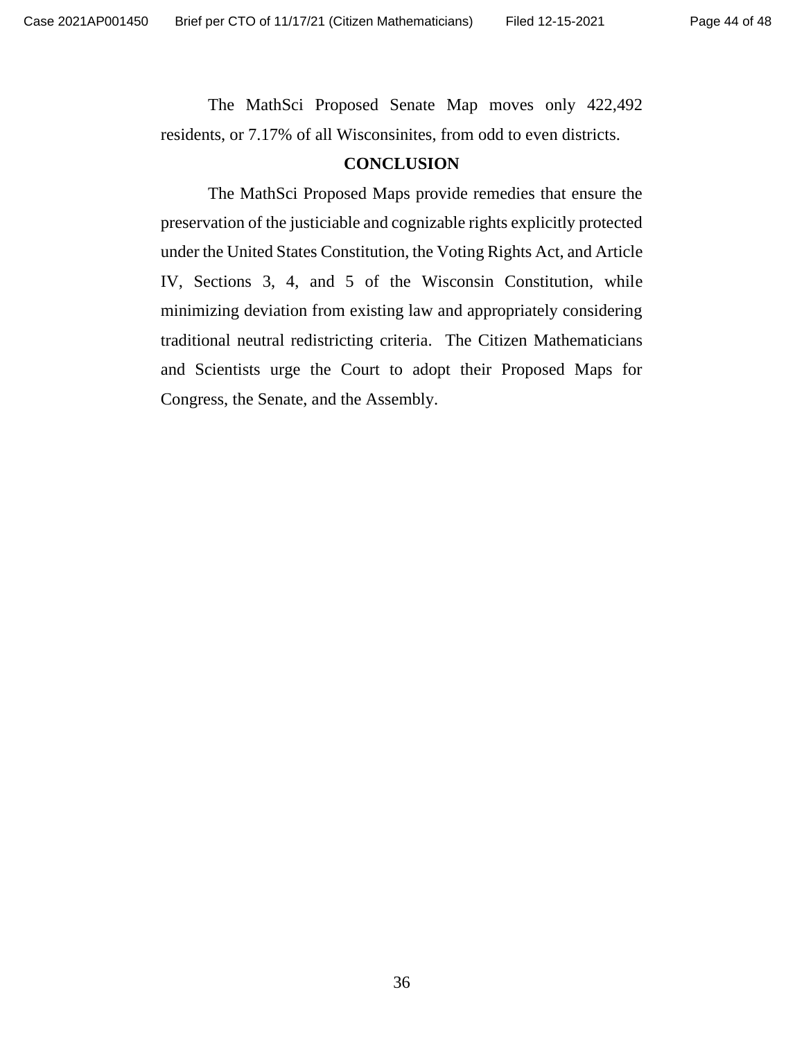The MathSci Proposed Senate Map moves only 422,492 residents, or 7.17% of all Wisconsinites, from odd to even districts.

## CONCLUSION

The MathSci Proposed Maps provide remedies that ensure the preservation of the justiciable and cognizable rights explicitly protected under the United States Constitution, the Voting Rights Act, and Article IV, Sections 3, 4, and 5 of the Wisconsin Constitution, while minimizing deviation from existing law and appropriately considering traditional neutral redistricting criteria. The Citizen Mathematicians and Scientists urge the Court to adopt their Proposed Maps for Congress, the Senate, and the Assembly.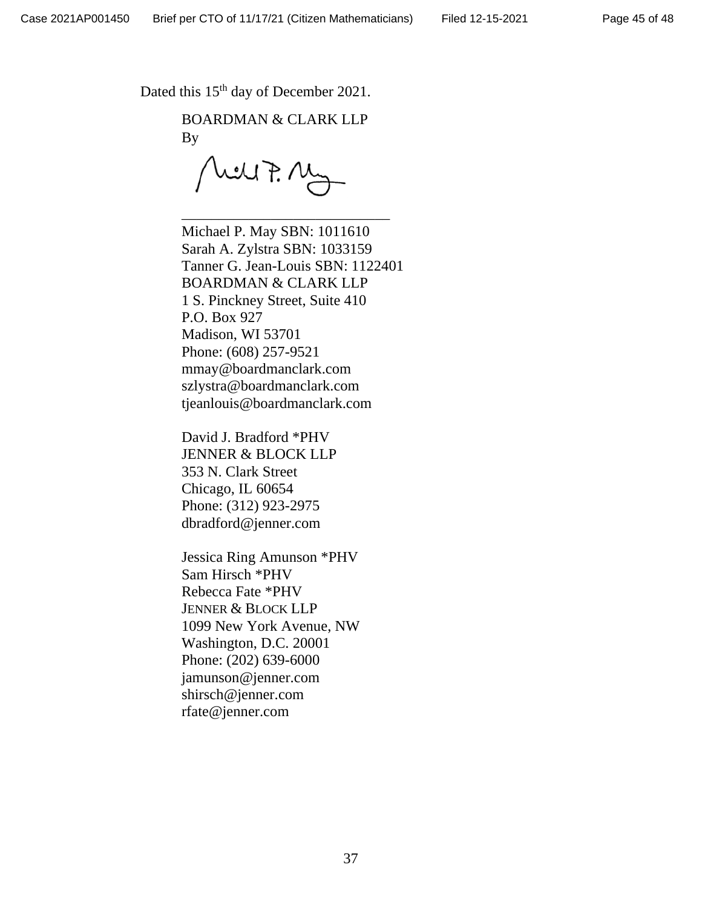Dated this 15th day of December 2021.

BOARDMAN & CLARK LLP
By

_____________________________

Michael P. May SBN: 1011610
Sarah A. Zylstra SBN: 1033159
Tanner G. Jean-Louis SBN: 1122401
BOARDMAN & CLARK LLP
1 S. Pinckney Street, Suite 410
P.O. Box 927
Madison, WI 53701
Phone: (608) 257-9521
mmay@boardmanclark.com
szlystra@boardmanclark.com
tjeanlouis@boardmanclark.com

David J. Bradford *PHV
JENNER & BLOCK LLP
353 N. Clark Street
Chicago, IL 60654
Phone: (312) 923-2975
dbradford@jenner.com

Jessica Ring Amunson *PHV
Sam Hirsch *PHV
Rebecca Fate *PHV
JENNER & BLOCK LLP
1099 New York Avenue, NW
Washington, D.C. 20001
Phone: (202) 639-6000
jamunson@jenner.com
shirsch@jenner.com
rfate@jenner.com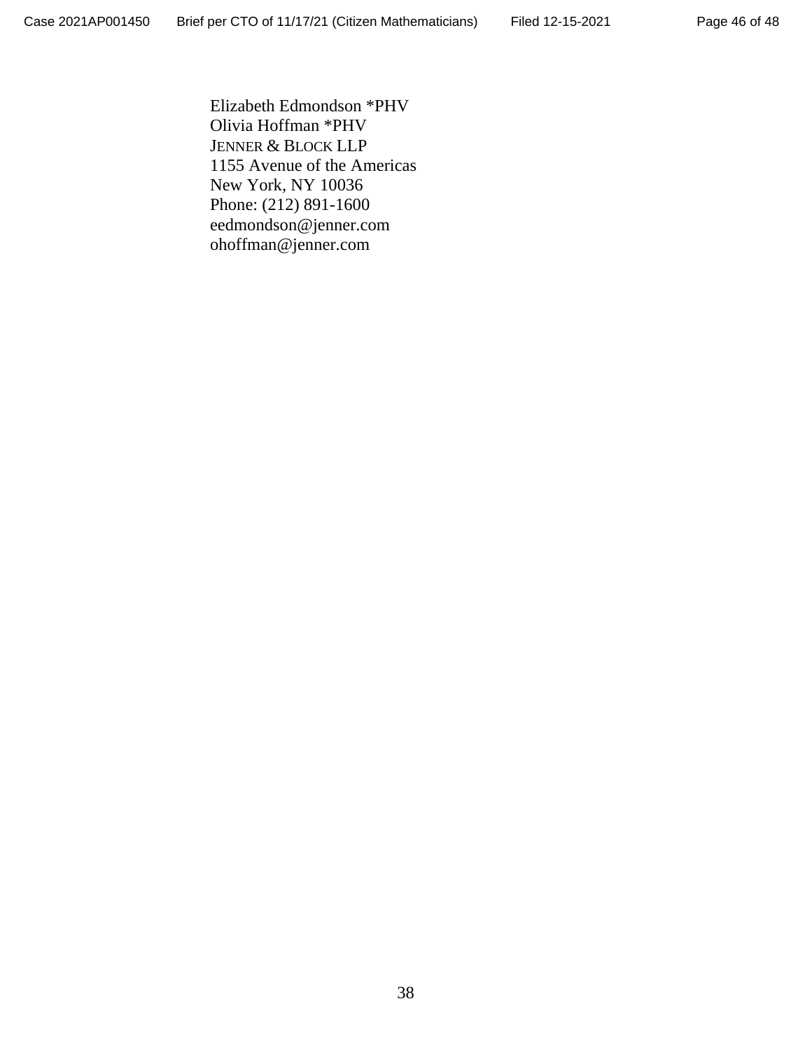Elizabeth Edmondson *PHV
Olivia Hoffman *PHV
JENNER & BLOCK LLP
1155 Avenue of the Americas
New York, NY 10036
Phone: (212) 891-1600
eedmondson@jenner.com
ohoffman@jenner.com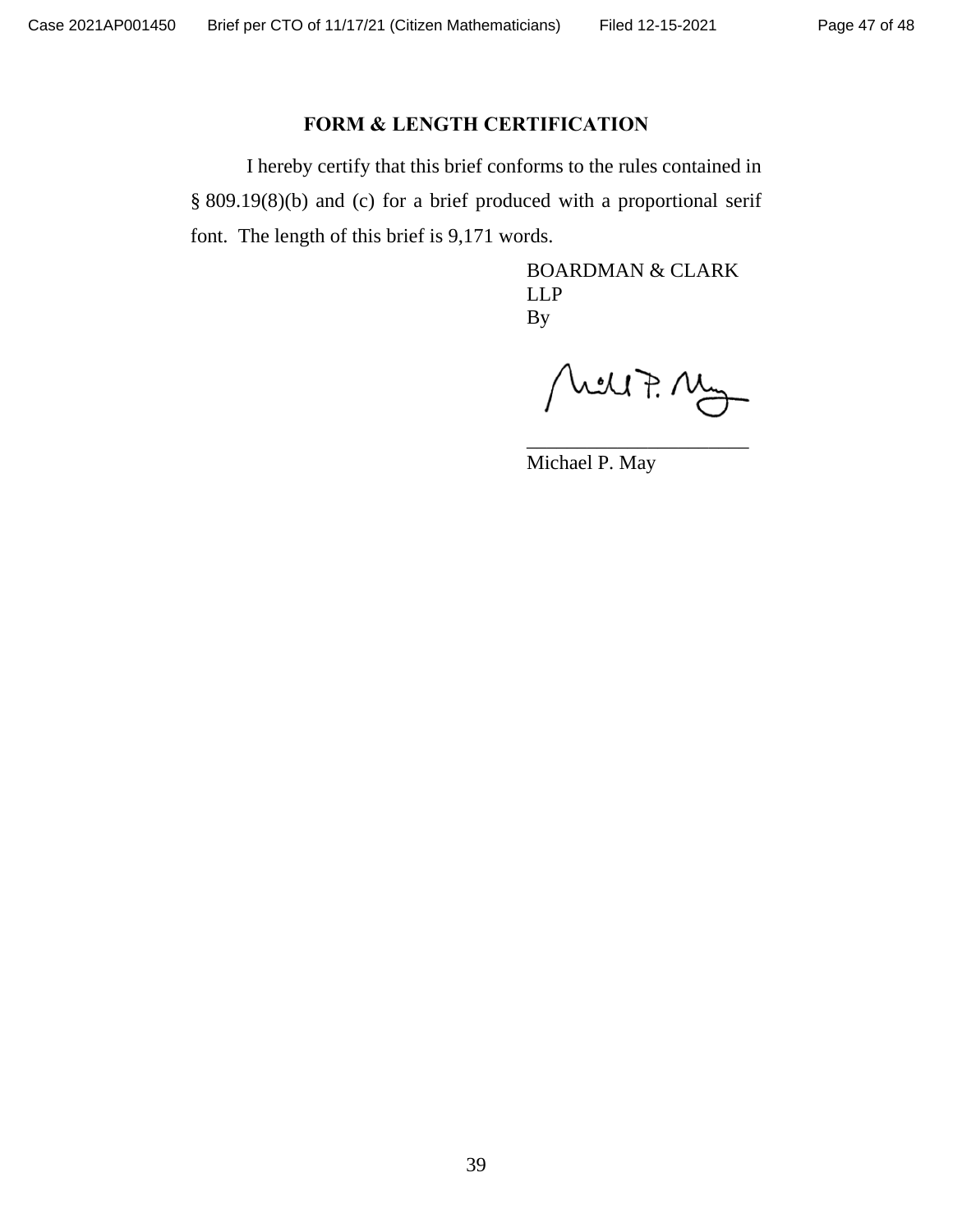## FORM & LENGTH CERTIFICATION

I hereby certify that this brief conforms to the rules contained in § 809.19(8)(b) and (c) for a brief produced with a proportional serif font. The length of this brief is 9,171 words.

BOARDMAN & CLARK LLP
By

\_\_\_\_\_\_\_\_\_\_\_\_\_\_\_\_\_\_\_\_\_\_\_
Michael P. May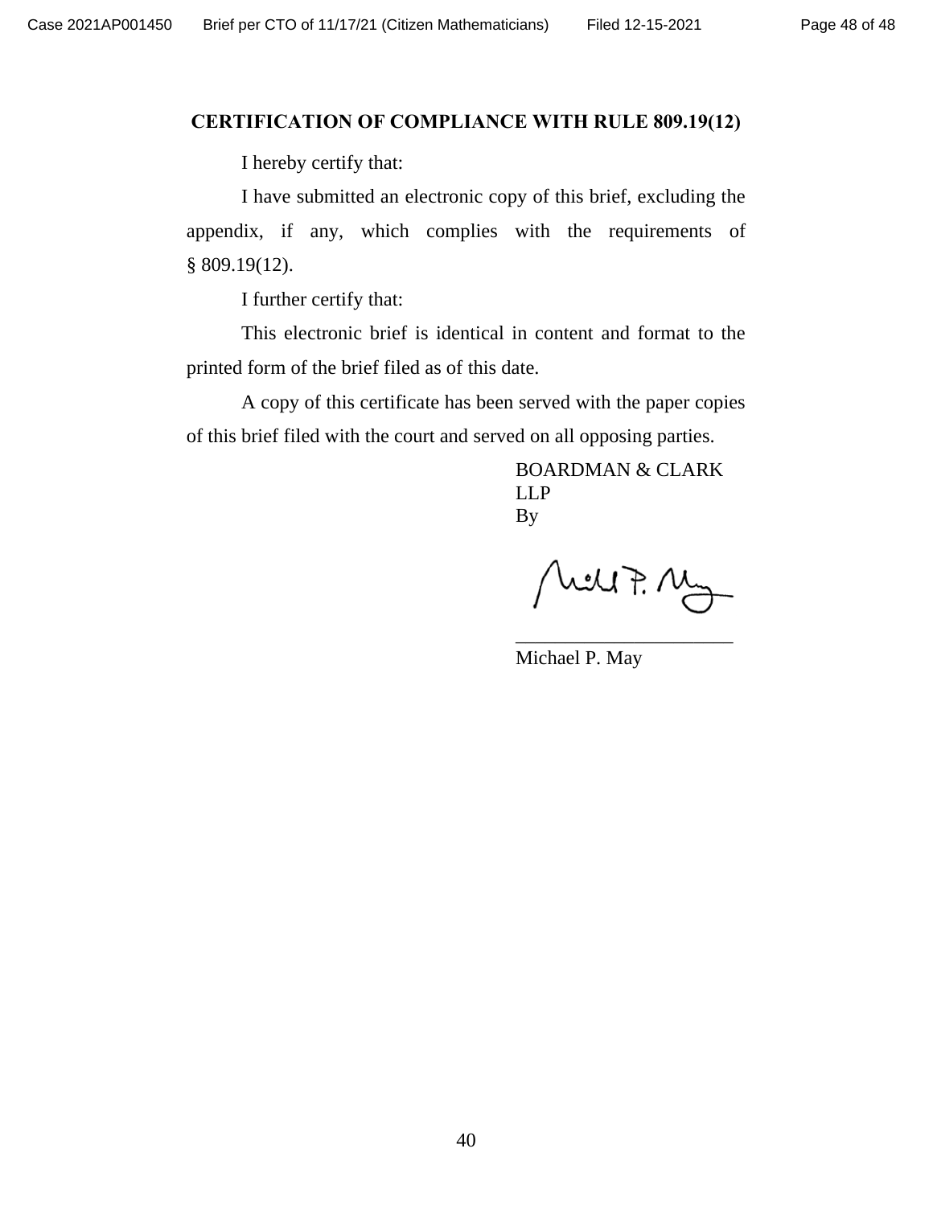## CERTIFICATION OF COMPLIANCE WITH RULE 809.19(12)

I hereby certify that:

I have submitted an electronic copy of this brief, excluding the appendix, if any, which complies with the requirements of § 809.19(12).

I further certify that:

This electronic brief is identical in content and format to the printed form of the brief filed as of this date.

A copy of this certificate has been served with the paper copies of this brief filed with the court and served on all opposing parties.

BOARDMAN & CLARK LLP
By

______________________
Michael P. May